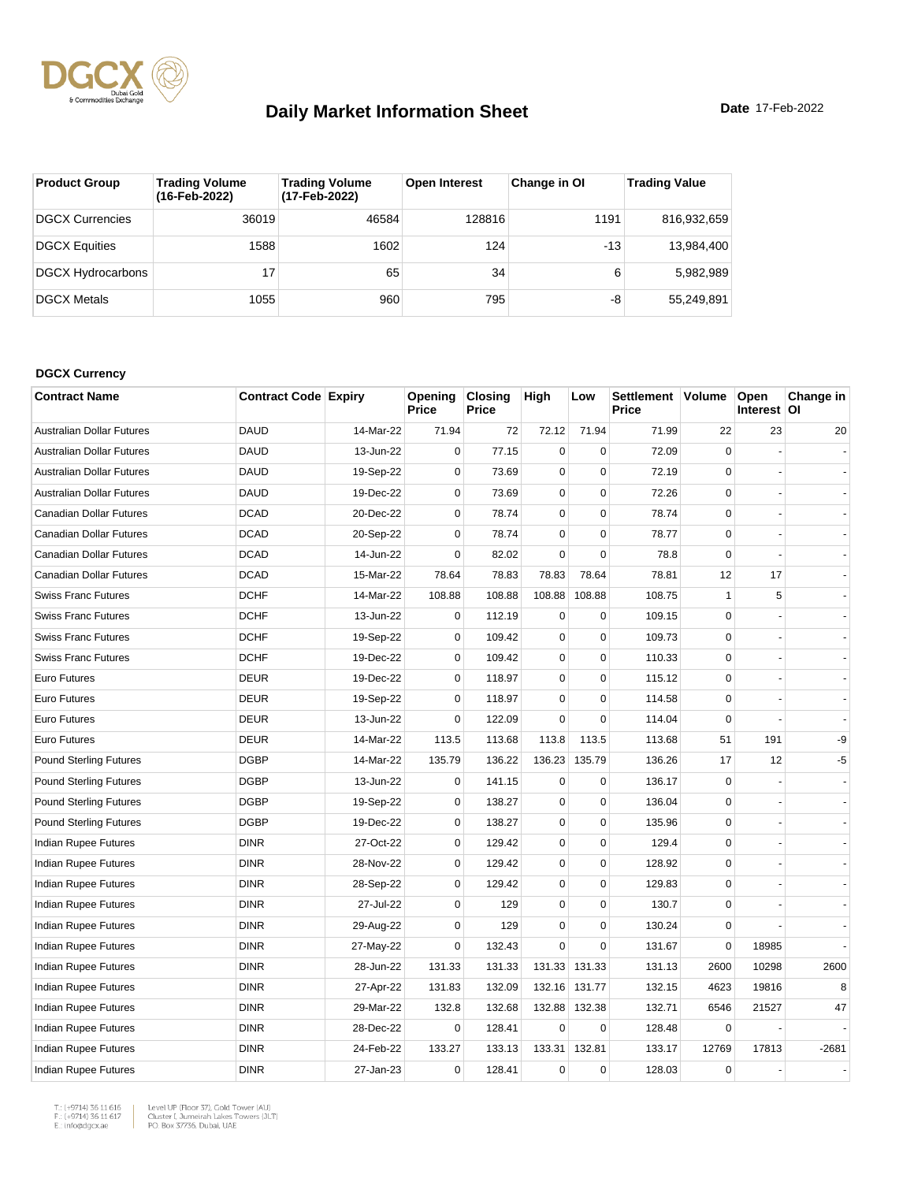# Daily Market Information Sheet

**Date** 17-Feb-2022

| Product Group | Trading Volume (16-Feb-2022) | Trading Volume (17-Feb-2022) | Open Interest | Change in OI | Trading Value |
|---|---|---|---|---|---|
| DGCX Currencies | 36019 | 46584 | 128816 | 1191 | 816,932,659 |
| DGCX Equities | 1588 | 1602 | 124 | -13 | 13,984,400 |
| DGCX Hydrocarbons | 17 | 65 | 34 | 6 | 5,982,989 |
| DGCX Metals | 1055 | 960 | 795 | -8 | 55,249,891 |

### DGCX Currency

| Contract Name | Contract Code | Expiry | Opening Price | Closing Price | High | Low | Settlement Price | Volume | Open Interest | Change in OI |
|---|---|---|---|---|---|---|---|---|---|---|
| Australian Dollar Futures | DAUD | 14-Mar-22 | 71.94 | 72 | 72.12 | 71.94 | 71.99 | 22 | 23 | 20 |
| Australian Dollar Futures | DAUD | 13-Jun-22 | 0 | 77.15 | 0 | 0 | 72.09 | 0 | - | - |
| Australian Dollar Futures | DAUD | 19-Sep-22 | 0 | 73.69 | 0 | 0 | 72.19 | 0 | - | - |
| Australian Dollar Futures | DAUD | 19-Dec-22 | 0 | 73.69 | 0 | 0 | 72.26 | 0 | - | - |
| Canadian Dollar Futures | DCAD | 20-Dec-22 | 0 | 78.74 | 0 | 0 | 78.74 | 0 | - | - |
| Canadian Dollar Futures | DCAD | 20-Sep-22 | 0 | 78.74 | 0 | 0 | 78.77 | 0 | - | - |
| Canadian Dollar Futures | DCAD | 14-Jun-22 | 0 | 82.02 | 0 | 0 | 78.8 | 0 | - | - |
| Canadian Dollar Futures | DCAD | 15-Mar-22 | 78.64 | 78.83 | 78.83 | 78.64 | 78.81 | 12 | 17 | - |
| Swiss Franc Futures | DCHF | 14-Mar-22 | 108.88 | 108.88 | 108.88 | 108.88 | 108.75 | 1 | 5 | - |
| Swiss Franc Futures | DCHF | 13-Jun-22 | 0 | 112.19 | 0 | 0 | 109.15 | 0 | - | - |
| Swiss Franc Futures | DCHF | 19-Sep-22 | 0 | 109.42 | 0 | 0 | 109.73 | 0 | - | - |
| Swiss Franc Futures | DCHF | 19-Dec-22 | 0 | 109.42 | 0 | 0 | 110.33 | 0 | - | - |
| Euro Futures | DEUR | 19-Dec-22 | 0 | 118.97 | 0 | 0 | 115.12 | 0 | - | - |
| Euro Futures | DEUR | 19-Sep-22 | 0 | 118.97 | 0 | 0 | 114.58 | 0 | - | - |
| Euro Futures | DEUR | 13-Jun-22 | 0 | 122.09 | 0 | 0 | 114.04 | 0 | - | - |
| Euro Futures | DEUR | 14-Mar-22 | 113.5 | 113.68 | 113.8 | 113.5 | 113.68 | 51 | 191 | -9 |
| Pound Sterling Futures | DGBP | 14-Mar-22 | 135.79 | 136.22 | 136.23 | 135.79 | 136.26 | 17 | 12 | -5 |
| Pound Sterling Futures | DGBP | 13-Jun-22 | 0 | 141.15 | 0 | 0 | 136.17 | 0 | - | - |
| Pound Sterling Futures | DGBP | 19-Sep-22 | 0 | 138.27 | 0 | 0 | 136.04 | 0 | - | - |
| Pound Sterling Futures | DGBP | 19-Dec-22 | 0 | 138.27 | 0 | 0 | 135.96 | 0 | - | - |
| Indian Rupee Futures | DINR | 27-Oct-22 | 0 | 129.42 | 0 | 0 | 129.4 | 0 | - | - |
| Indian Rupee Futures | DINR | 28-Nov-22 | 0 | 129.42 | 0 | 0 | 128.92 | 0 | - | - |
| Indian Rupee Futures | DINR | 28-Sep-22 | 0 | 129.42 | 0 | 0 | 129.83 | 0 | - | - |
| Indian Rupee Futures | DINR | 27-Jul-22 | 0 | 129 | 0 | 0 | 130.7 | 0 | - | - |
| Indian Rupee Futures | DINR | 29-Aug-22 | 0 | 129 | 0 | 0 | 130.24 | 0 | - | - |
| Indian Rupee Futures | DINR | 27-May-22 | 0 | 132.43 | 0 | 0 | 131.67 | 0 | 18985 | - |
| Indian Rupee Futures | DINR | 28-Jun-22 | 131.33 | 131.33 | 131.33 | 131.33 | 131.13 | 2600 | 10298 | 2600 |
| Indian Rupee Futures | DINR | 27-Apr-22 | 131.83 | 132.09 | 132.16 | 131.77 | 132.15 | 4623 | 19816 | 8 |
| Indian Rupee Futures | DINR | 29-Mar-22 | 132.8 | 132.68 | 132.88 | 132.38 | 132.71 | 6546 | 21527 | 47 |
| Indian Rupee Futures | DINR | 28-Dec-22 | 0 | 128.41 | 0 | 0 | 128.48 | 0 | - | - |
| Indian Rupee Futures | DINR | 24-Feb-22 | 133.27 | 133.13 | 133.31 | 132.81 | 133.17 | 12769 | 17813 | -2681 |
| Indian Rupee Futures | DINR | 27-Jan-23 | 0 | 128.41 | 0 | 0 | 128.03 | 0 | - | - |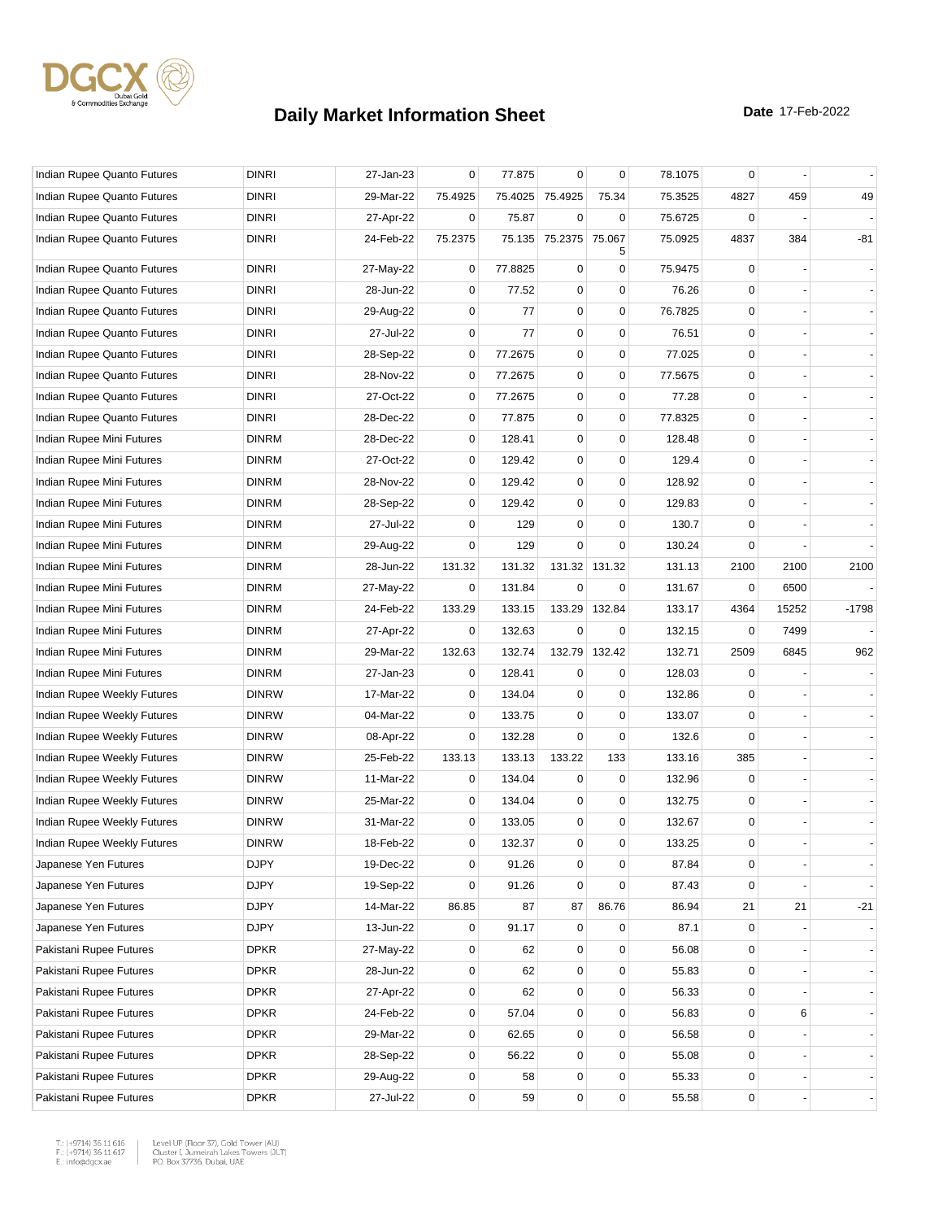# Daily Market Information Sheet

**Date** 17-Feb-2022

| | | | | | | | | | | |
|---|---|---|---|---|---|---|---|---|---|---|
| Indian Rupee Quanto Futures | DINRI | 27-Jan-23 | 0 | 77.875 | 0 | 0 | 78.1075 | 0 | - | - |
| Indian Rupee Quanto Futures | DINRI | 29-Mar-22 | 75.4925 | 75.4025 | 75.4925 | 75.34 | 75.3525 | 4827 | 459 | 49 |
| Indian Rupee Quanto Futures | DINRI | 27-Apr-22 | 0 | 75.87 | 0 | 0 | 75.6725 | 0 | - | - |
| Indian Rupee Quanto Futures | DINRI | 24-Feb-22 | 75.2375 | 75.135 | 75.2375 | 75.0675 | 75.0925 | 4837 | 384 | -81 |
| Indian Rupee Quanto Futures | DINRI | 27-May-22 | 0 | 77.8825 | 0 | 0 | 75.9475 | 0 | - | - |
| Indian Rupee Quanto Futures | DINRI | 28-Jun-22 | 0 | 77.52 | 0 | 0 | 76.26 | 0 | - | - |
| Indian Rupee Quanto Futures | DINRI | 29-Aug-22 | 0 | 77 | 0 | 0 | 76.7825 | 0 | - | - |
| Indian Rupee Quanto Futures | DINRI | 27-Jul-22 | 0 | 77 | 0 | 0 | 76.51 | 0 | - | - |
| Indian Rupee Quanto Futures | DINRI | 28-Sep-22 | 0 | 77.2675 | 0 | 0 | 77.025 | 0 | - | - |
| Indian Rupee Quanto Futures | DINRI | 28-Nov-22 | 0 | 77.2675 | 0 | 0 | 77.5675 | 0 | - | - |
| Indian Rupee Quanto Futures | DINRI | 27-Oct-22 | 0 | 77.2675 | 0 | 0 | 77.28 | 0 | - | - |
| Indian Rupee Quanto Futures | DINRI | 28-Dec-22 | 0 | 77.875 | 0 | 0 | 77.8325 | 0 | - | - |
| Indian Rupee Mini Futures | DINRM | 28-Dec-22 | 0 | 128.41 | 0 | 0 | 128.48 | 0 | - | - |
| Indian Rupee Mini Futures | DINRM | 27-Oct-22 | 0 | 129.42 | 0 | 0 | 129.4 | 0 | - | - |
| Indian Rupee Mini Futures | DINRM | 28-Nov-22 | 0 | 129.42 | 0 | 0 | 128.92 | 0 | - | - |
| Indian Rupee Mini Futures | DINRM | 28-Sep-22 | 0 | 129.42 | 0 | 0 | 129.83 | 0 | - | - |
| Indian Rupee Mini Futures | DINRM | 27-Jul-22 | 0 | 129 | 0 | 0 | 130.7 | 0 | - | - |
| Indian Rupee Mini Futures | DINRM | 29-Aug-22 | 0 | 129 | 0 | 0 | 130.24 | 0 | - | - |
| Indian Rupee Mini Futures | DINRM | 28-Jun-22 | 131.32 | 131.32 | 131.32 | 131.32 | 131.13 | 2100 | 2100 | 2100 |
| Indian Rupee Mini Futures | DINRM | 27-May-22 | 0 | 131.84 | 0 | 0 | 131.67 | 0 | 6500 | - |
| Indian Rupee Mini Futures | DINRM | 24-Feb-22 | 133.29 | 133.15 | 133.29 | 132.84 | 133.17 | 4364 | 15252 | -1798 |
| Indian Rupee Mini Futures | DINRM | 27-Apr-22 | 0 | 132.63 | 0 | 0 | 132.15 | 0 | 7499 | - |
| Indian Rupee Mini Futures | DINRM | 29-Mar-22 | 132.63 | 132.74 | 132.79 | 132.42 | 132.71 | 2509 | 6845 | 962 |
| Indian Rupee Mini Futures | DINRM | 27-Jan-23 | 0 | 128.41 | 0 | 0 | 128.03 | 0 | - | - |
| Indian Rupee Weekly Futures | DINRW | 17-Mar-22 | 0 | 134.04 | 0 | 0 | 132.86 | 0 | - | - |
| Indian Rupee Weekly Futures | DINRW | 04-Mar-22 | 0 | 133.75 | 0 | 0 | 133.07 | 0 | - | - |
| Indian Rupee Weekly Futures | DINRW | 08-Apr-22 | 0 | 132.28 | 0 | 0 | 132.6 | 0 | - | - |
| Indian Rupee Weekly Futures | DINRW | 25-Feb-22 | 133.13 | 133.13 | 133.22 | 133 | 133.16 | 385 | - | - |
| Indian Rupee Weekly Futures | DINRW | 11-Mar-22 | 0 | 134.04 | 0 | 0 | 132.96 | 0 | - | - |
| Indian Rupee Weekly Futures | DINRW | 25-Mar-22 | 0 | 134.04 | 0 | 0 | 132.75 | 0 | - | - |
| Indian Rupee Weekly Futures | DINRW | 31-Mar-22 | 0 | 133.05 | 0 | 0 | 132.67 | 0 | - | - |
| Indian Rupee Weekly Futures | DINRW | 18-Feb-22 | 0 | 132.37 | 0 | 0 | 133.25 | 0 | - | - |
| Japanese Yen Futures | DJPY | 19-Dec-22 | 0 | 91.26 | 0 | 0 | 87.84 | 0 | - | - |
| Japanese Yen Futures | DJPY | 19-Sep-22 | 0 | 91.26 | 0 | 0 | 87.43 | 0 | - | - |
| Japanese Yen Futures | DJPY | 14-Mar-22 | 86.85 | 87 | 87 | 86.76 | 86.94 | 21 | 21 | -21 |
| Japanese Yen Futures | DJPY | 13-Jun-22 | 0 | 91.17 | 0 | 0 | 87.1 | 0 | - | - |
| Pakistani Rupee Futures | DPKR | 27-May-22 | 0 | 62 | 0 | 0 | 56.08 | 0 | - | - |
| Pakistani Rupee Futures | DPKR | 28-Jun-22 | 0 | 62 | 0 | 0 | 55.83 | 0 | - | - |
| Pakistani Rupee Futures | DPKR | 27-Apr-22 | 0 | 62 | 0 | 0 | 56.33 | 0 | - | - |
| Pakistani Rupee Futures | DPKR | 24-Feb-22 | 0 | 57.04 | 0 | 0 | 56.83 | 0 | 6 | - |
| Pakistani Rupee Futures | DPKR | 29-Mar-22 | 0 | 62.65 | 0 | 0 | 56.58 | 0 | - | - |
| Pakistani Rupee Futures | DPKR | 28-Sep-22 | 0 | 56.22 | 0 | 0 | 55.08 | 0 | - | - |
| Pakistani Rupee Futures | DPKR | 29-Aug-22 | 0 | 58 | 0 | 0 | 55.33 | 0 | - | - |
| Pakistani Rupee Futures | DPKR | 27-Jul-22 | 0 | 59 | 0 | 0 | 55.58 | 0 | - | - |

T.: (+9714) 36 11 616
F.: (+9714) 36 11 617
E.: info@dgcx.ae

Level UP (Floor 37), Gold Tower (AU)
Cluster I, Jumeirah Lakes Towers (JLT)
P.O. Box 37736, Dubai, UAE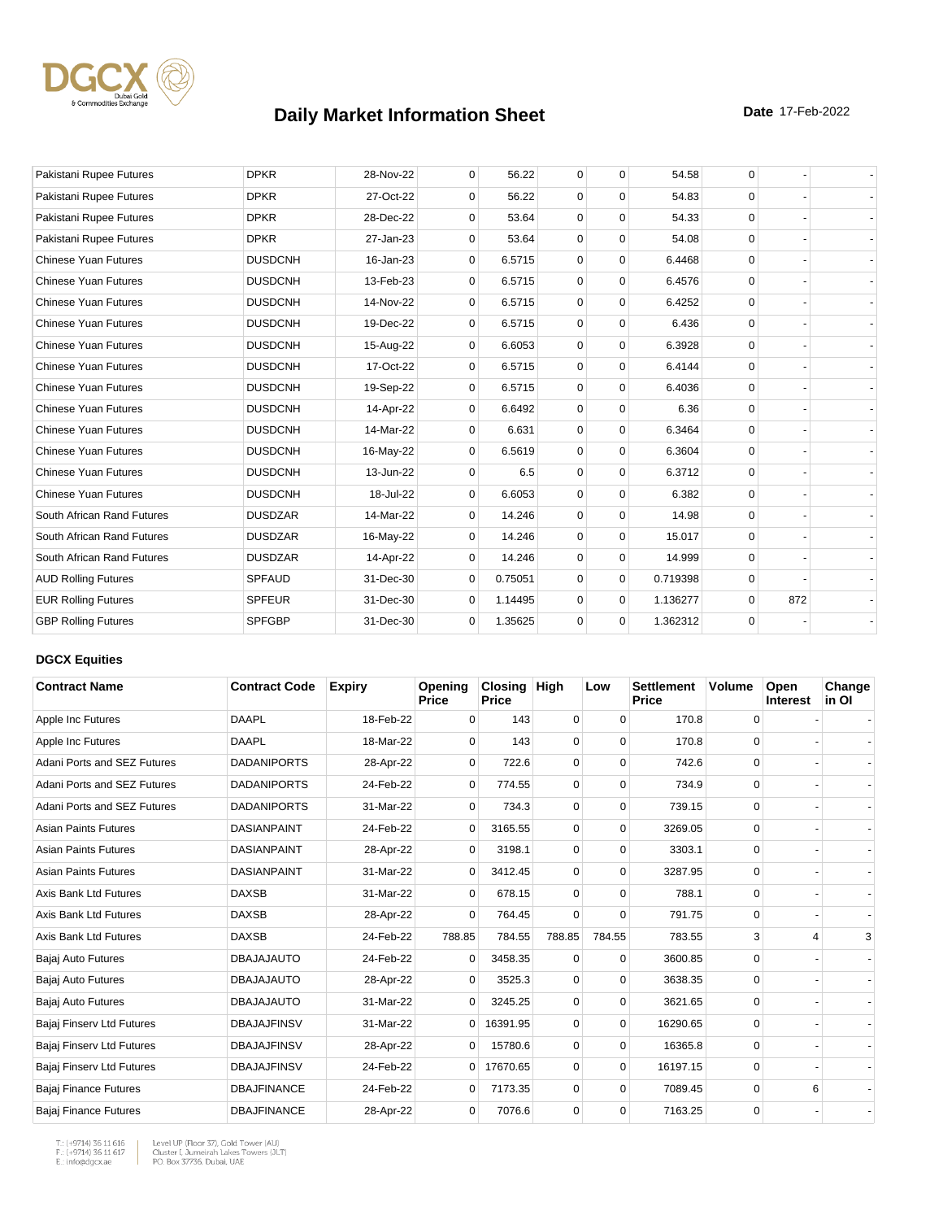# Daily Market Information Sheet

**Date** 17-Feb-2022

| | | | | | | | | | | |
|---|---|---|---|---|---|---|---|---|---|---|
| Pakistani Rupee Futures | DPKR | 28-Nov-22 | 0 | 56.22 | 0 | 0 | 54.58 | 0 | - | - |
| Pakistani Rupee Futures | DPKR | 27-Oct-22 | 0 | 56.22 | 0 | 0 | 54.83 | 0 | - | - |
| Pakistani Rupee Futures | DPKR | 28-Dec-22 | 0 | 53.64 | 0 | 0 | 54.33 | 0 | - | - |
| Pakistani Rupee Futures | DPKR | 27-Jan-23 | 0 | 53.64 | 0 | 0 | 54.08 | 0 | - | - |
| Chinese Yuan Futures | DUSDCNH | 16-Jan-23 | 0 | 6.5715 | 0 | 0 | 6.4468 | 0 | - | - |
| Chinese Yuan Futures | DUSDCNH | 13-Feb-23 | 0 | 6.5715 | 0 | 0 | 6.4576 | 0 | - | - |
| Chinese Yuan Futures | DUSDCNH | 14-Nov-22 | 0 | 6.5715 | 0 | 0 | 6.4252 | 0 | - | - |
| Chinese Yuan Futures | DUSDCNH | 19-Dec-22 | 0 | 6.5715 | 0 | 0 | 6.436 | 0 | - | - |
| Chinese Yuan Futures | DUSDCNH | 15-Aug-22 | 0 | 6.6053 | 0 | 0 | 6.3928 | 0 | - | - |
| Chinese Yuan Futures | DUSDCNH | 17-Oct-22 | 0 | 6.5715 | 0 | 0 | 6.4144 | 0 | - | - |
| Chinese Yuan Futures | DUSDCNH | 19-Sep-22 | 0 | 6.5715 | 0 | 0 | 6.4036 | 0 | - | - |
| Chinese Yuan Futures | DUSDCNH | 14-Apr-22 | 0 | 6.6492 | 0 | 0 | 6.36 | 0 | - | - |
| Chinese Yuan Futures | DUSDCNH | 14-Mar-22 | 0 | 6.631 | 0 | 0 | 6.3464 | 0 | - | - |
| Chinese Yuan Futures | DUSDCNH | 16-May-22 | 0 | 6.5619 | 0 | 0 | 6.3604 | 0 | - | - |
| Chinese Yuan Futures | DUSDCNH | 13-Jun-22 | 0 | 6.5 | 0 | 0 | 6.3712 | 0 | - | - |
| Chinese Yuan Futures | DUSDCNH | 18-Jul-22 | 0 | 6.6053 | 0 | 0 | 6.382 | 0 | - | - |
| South African Rand Futures | DUSDZAR | 14-Mar-22 | 0 | 14.246 | 0 | 0 | 14.98 | 0 | - | - |
| South African Rand Futures | DUSDZAR | 16-May-22 | 0 | 14.246 | 0 | 0 | 15.017 | 0 | - | - |
| South African Rand Futures | DUSDZAR | 14-Apr-22 | 0 | 14.246 | 0 | 0 | 14.999 | 0 | - | - |
| AUD Rolling Futures | SPFAUD | 31-Dec-30 | 0 | 0.75051 | 0 | 0 | 0.719398 | 0 | - | - |
| EUR Rolling Futures | SPFEUR | 31-Dec-30 | 0 | 1.14495 | 0 | 0 | 1.136277 | 0 | 872 | - |
| GBP Rolling Futures | SPFGBP | 31-Dec-30 | 0 | 1.35625 | 0 | 0 | 1.362312 | 0 | - | - |

**DGCX Equities**

| Contract Name | Contract Code | Expiry | Opening Price | Closing Price | High | Low | Settlement Price | Volume | Open Interest | Change in OI |
|---|---|---|---|---|---|---|---|---|---|---|
| Apple Inc Futures | DAAPL | 18-Feb-22 | 0 | 143 | 0 | 0 | 170.8 | 0 | - | - |
| Apple Inc Futures | DAAPL | 18-Mar-22 | 0 | 143 | 0 | 0 | 170.8 | 0 | - | - |
| Adani Ports and SEZ Futures | DADANIPORTS | 28-Apr-22 | 0 | 722.6 | 0 | 0 | 742.6 | 0 | - | - |
| Adani Ports and SEZ Futures | DADANIPORTS | 24-Feb-22 | 0 | 774.55 | 0 | 0 | 734.9 | 0 | - | - |
| Adani Ports and SEZ Futures | DADANIPORTS | 31-Mar-22 | 0 | 734.3 | 0 | 0 | 739.15 | 0 | - | - |
| Asian Paints Futures | DASIANPAINT | 24-Feb-22 | 0 | 3165.55 | 0 | 0 | 3269.05 | 0 | - | - |
| Asian Paints Futures | DASIANPAINT | 28-Apr-22 | 0 | 3198.1 | 0 | 0 | 3303.1 | 0 | - | - |
| Asian Paints Futures | DASIANPAINT | 31-Mar-22 | 0 | 3412.45 | 0 | 0 | 3287.95 | 0 | - | - |
| Axis Bank Ltd Futures | DAXSB | 31-Mar-22 | 0 | 678.15 | 0 | 0 | 788.1 | 0 | - | - |
| Axis Bank Ltd Futures | DAXSB | 28-Apr-22 | 0 | 764.45 | 0 | 0 | 791.75 | 0 | - | - |
| Axis Bank Ltd Futures | DAXSB | 24-Feb-22 | 788.85 | 784.55 | 788.85 | 784.55 | 783.55 | 3 | 4 | 3 |
| Bajaj Auto Futures | DBAJAJAUTO | 24-Feb-22 | 0 | 3458.35 | 0 | 0 | 3600.85 | 0 | - | - |
| Bajaj Auto Futures | DBAJAJAUTO | 28-Apr-22 | 0 | 3525.3 | 0 | 0 | 3638.35 | 0 | - | - |
| Bajaj Auto Futures | DBAJAJAUTO | 31-Mar-22 | 0 | 3245.25 | 0 | 0 | 3621.65 | 0 | - | - |
| Bajaj Finserv Ltd Futures | DBAJAJFINSV | 31-Mar-22 | 0 | 16391.95 | 0 | 0 | 16290.65 | 0 | - | - |
| Bajaj Finserv Ltd Futures | DBAJAJFINSV | 28-Apr-22 | 0 | 15780.6 | 0 | 0 | 16365.8 | 0 | - | - |
| Bajaj Finserv Ltd Futures | DBAJAJFINSV | 24-Feb-22 | 0 | 17670.65 | 0 | 0 | 16197.15 | 0 | - | - |
| Bajaj Finance Futures | DBAJFINANCE | 24-Feb-22 | 0 | 7173.35 | 0 | 0 | 7089.45 | 0 | 6 | - |
| Bajaj Finance Futures | DBAJFINANCE | 28-Apr-22 | 0 | 7076.6 | 0 | 0 | 7163.25 | 0 | - | - |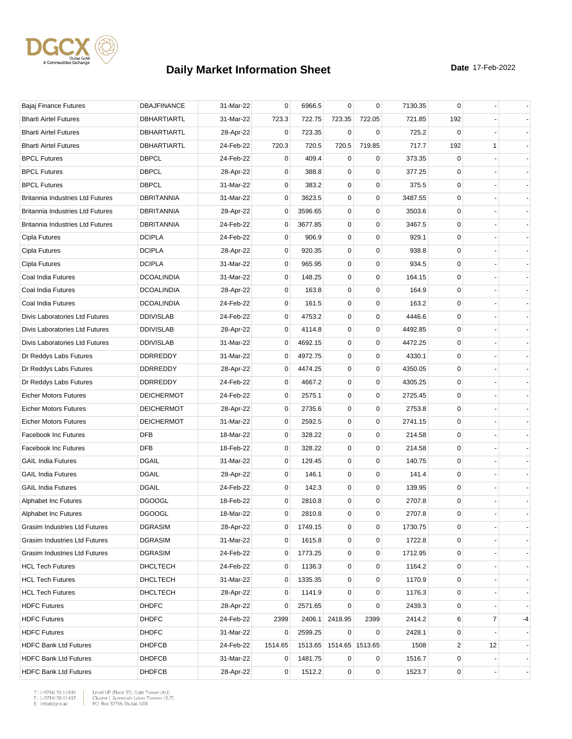# Daily Market Information Sheet

**Date** 17-Feb-2022

| | | | | | | | | | | |
|---|---|---|---|---|---|---|---|---|---|---|
| Bajaj Finance Futures | DBAJFINANCE | 31-Mar-22 | 0 | 6966.5 | 0 | 0 | 7130.35 | 0 | - | - |
| Bharti Airtel Futures | DBHARTIARTL | 31-Mar-22 | 723.3 | 722.75 | 723.35 | 722.05 | 721.85 | 192 | - | - |
| Bharti Airtel Futures | DBHARTIARTL | 28-Apr-22 | 0 | 723.35 | 0 | 0 | 725.2 | 0 | - | - |
| Bharti Airtel Futures | DBHARTIARTL | 24-Feb-22 | 720.3 | 720.5 | 720.5 | 719.85 | 717.7 | 192 | 1 | - |
| BPCL Futures | DBPCL | 24-Feb-22 | 0 | 409.4 | 0 | 0 | 373.35 | 0 | - | - |
| BPCL Futures | DBPCL | 28-Apr-22 | 0 | 388.8 | 0 | 0 | 377.25 | 0 | - | - |
| BPCL Futures | DBPCL | 31-Mar-22 | 0 | 383.2 | 0 | 0 | 375.5 | 0 | - | - |
| Britannia Industries Ltd Futures | DBRITANNIA | 31-Mar-22 | 0 | 3623.5 | 0 | 0 | 3487.55 | 0 | - | - |
| Britannia Industries Ltd Futures | DBRITANNIA | 28-Apr-22 | 0 | 3596.65 | 0 | 0 | 3503.6 | 0 | - | - |
| Britannia Industries Ltd Futures | DBRITANNIA | 24-Feb-22 | 0 | 3677.85 | 0 | 0 | 3467.5 | 0 | - | - |
| Cipla Futures | DCIPLA | 24-Feb-22 | 0 | 906.9 | 0 | 0 | 929.1 | 0 | - | - |
| Cipla Futures | DCIPLA | 28-Apr-22 | 0 | 920.35 | 0 | 0 | 938.8 | 0 | - | - |
| Cipla Futures | DCIPLA | 31-Mar-22 | 0 | 965.95 | 0 | 0 | 934.5 | 0 | - | - |
| Coal India Futures | DCOALINDIA | 31-Mar-22 | 0 | 148.25 | 0 | 0 | 164.15 | 0 | - | - |
| Coal India Futures | DCOALINDIA | 28-Apr-22 | 0 | 163.8 | 0 | 0 | 164.9 | 0 | - | - |
| Coal India Futures | DCOALINDIA | 24-Feb-22 | 0 | 161.5 | 0 | 0 | 163.2 | 0 | - | - |
| Divis Laboratories Ltd Futures | DDIVISLAB | 24-Feb-22 | 0 | 4753.2 | 0 | 0 | 4446.6 | 0 | - | - |
| Divis Laboratories Ltd Futures | DDIVISLAB | 28-Apr-22 | 0 | 4114.8 | 0 | 0 | 4492.85 | 0 | - | - |
| Divis Laboratories Ltd Futures | DDIVISLAB | 31-Mar-22 | 0 | 4692.15 | 0 | 0 | 4472.25 | 0 | - | - |
| Dr Reddys Labs Futures | DDRREDDY | 31-Mar-22 | 0 | 4972.75 | 0 | 0 | 4330.1 | 0 | - | - |
| Dr Reddys Labs Futures | DDRREDDY | 28-Apr-22 | 0 | 4474.25 | 0 | 0 | 4350.05 | 0 | - | - |
| Dr Reddys Labs Futures | DDRREDDY | 24-Feb-22 | 0 | 4667.2 | 0 | 0 | 4305.25 | 0 | - | - |
| Eicher Motors Futures | DEICHERMOT | 24-Feb-22 | 0 | 2575.1 | 0 | 0 | 2725.45 | 0 | - | - |
| Eicher Motors Futures | DEICHERMOT | 28-Apr-22 | 0 | 2735.6 | 0 | 0 | 2753.8 | 0 | - | - |
| Eicher Motors Futures | DEICHERMOT | 31-Mar-22 | 0 | 2592.5 | 0 | 0 | 2741.15 | 0 | - | - |
| Facebook Inc Futures | DFB | 18-Mar-22 | 0 | 328.22 | 0 | 0 | 214.58 | 0 | - | - |
| Facebook Inc Futures | DFB | 18-Feb-22 | 0 | 328.22 | 0 | 0 | 214.58 | 0 | - | - |
| GAIL India Futures | DGAIL | 31-Mar-22 | 0 | 129.45 | 0 | 0 | 140.75 | 0 | - | - |
| GAIL India Futures | DGAIL | 28-Apr-22 | 0 | 146.1 | 0 | 0 | 141.4 | 0 | - | - |
| GAIL India Futures | DGAIL | 24-Feb-22 | 0 | 142.3 | 0 | 0 | 139.95 | 0 | - | - |
| Alphabet Inc Futures | DGOOGL | 18-Feb-22 | 0 | 2810.8 | 0 | 0 | 2707.8 | 0 | - | - |
| Alphabet Inc Futures | DGOOGL | 18-Mar-22 | 0 | 2810.8 | 0 | 0 | 2707.8 | 0 | - | - |
| Grasim Industries Ltd Futures | DGRASIM | 28-Apr-22 | 0 | 1749.15 | 0 | 0 | 1730.75 | 0 | - | - |
| Grasim Industries Ltd Futures | DGRASIM | 31-Mar-22 | 0 | 1615.8 | 0 | 0 | 1722.8 | 0 | - | - |
| Grasim Industries Ltd Futures | DGRASIM | 24-Feb-22 | 0 | 1773.25 | 0 | 0 | 1712.95 | 0 | - | - |
| HCL Tech Futures | DHCLTECH | 24-Feb-22 | 0 | 1136.3 | 0 | 0 | 1164.2 | 0 | - | - |
| HCL Tech Futures | DHCLTECH | 31-Mar-22 | 0 | 1335.35 | 0 | 0 | 1170.9 | 0 | - | - |
| HCL Tech Futures | DHCLTECH | 28-Apr-22 | 0 | 1141.9 | 0 | 0 | 1176.3 | 0 | - | - |
| HDFC Futures | DHDFC | 28-Apr-22 | 0 | 2571.65 | 0 | 0 | 2439.3 | 0 | - | - |
| HDFC Futures | DHDFC | 24-Feb-22 | 2399 | 2406.1 | 2418.95 | 2399 | 2414.2 | 6 | 7 | -4 |
| HDFC Futures | DHDFC | 31-Mar-22 | 0 | 2599.25 | 0 | 0 | 2428.1 | 0 | - | - |
| HDFC Bank Ltd Futures | DHDFCB | 24-Feb-22 | 1514.65 | 1513.65 | 1514.65 | 1513.65 | 1508 | 2 | 12 | - |
| HDFC Bank Ltd Futures | DHDFCB | 31-Mar-22 | 0 | 1481.75 | 0 | 0 | 1516.7 | 0 | - | - |
| HDFC Bank Ltd Futures | DHDFCB | 28-Apr-22 | 0 | 1512.2 | 0 | 0 | 1523.7 | 0 | - | - |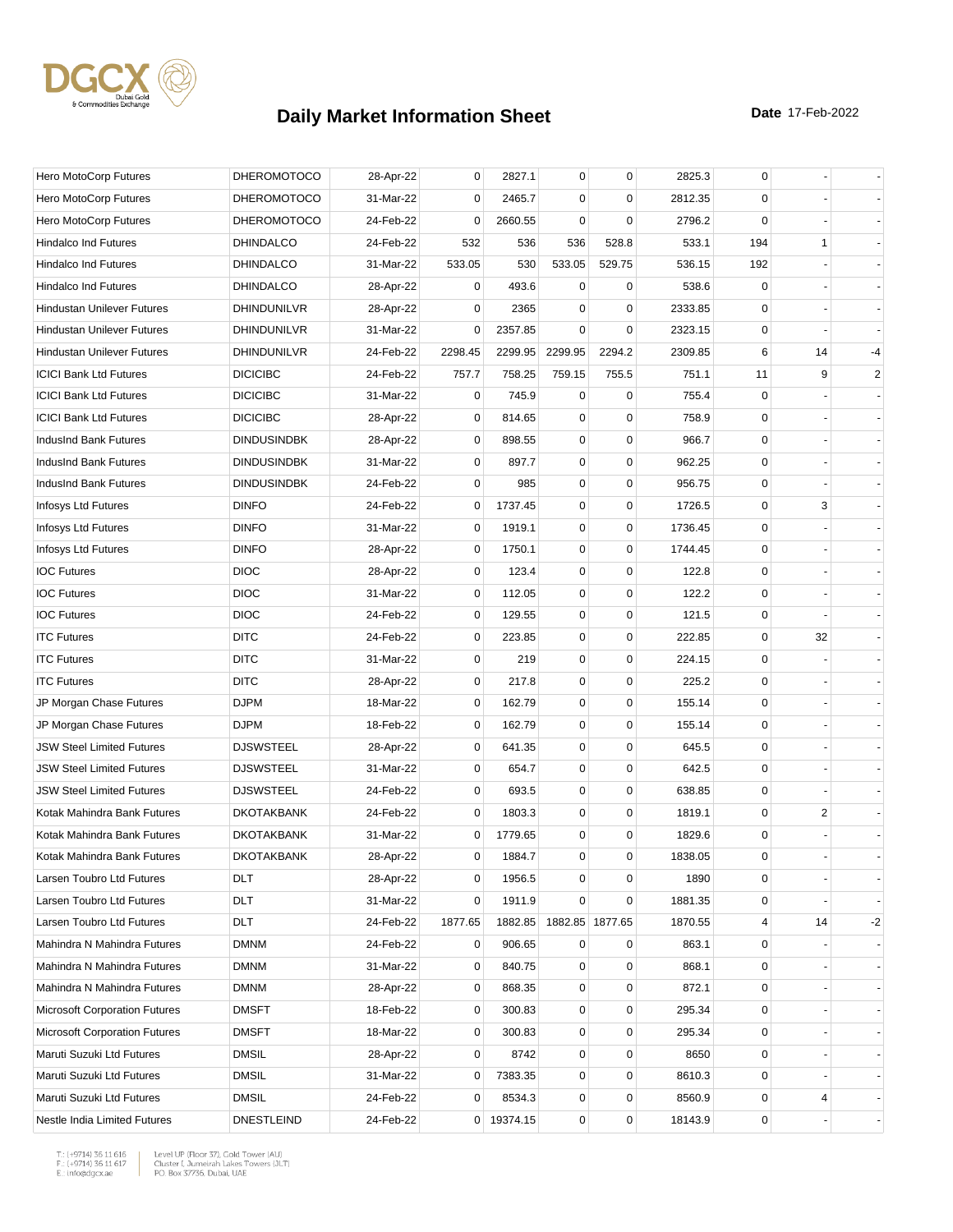# Daily Market Information Sheet

**Date** 17-Feb-2022

| | | | | | | | | | | |
|---|---|---|---|---|---|---|---|---|---|---|
| Hero MotoCorp Futures | DHEROMOTOCO | 28-Apr-22 | 0 | 2827.1 | 0 | 0 | 2825.3 | 0 | - | - |
| Hero MotoCorp Futures | DHEROMOTOCO | 31-Mar-22 | 0 | 2465.7 | 0 | 0 | 2812.35 | 0 | - | - |
| Hero MotoCorp Futures | DHEROMOTOCO | 24-Feb-22 | 0 | 2660.55 | 0 | 0 | 2796.2 | 0 | - | - |
| Hindalco Ind Futures | DHINDALCO | 24-Feb-22 | 532 | 536 | 536 | 528.8 | 533.1 | 194 | 1 | - |
| Hindalco Ind Futures | DHINDALCO | 31-Mar-22 | 533.05 | 530 | 533.05 | 529.75 | 536.15 | 192 | - | - |
| Hindalco Ind Futures | DHINDALCO | 28-Apr-22 | 0 | 493.6 | 0 | 0 | 538.6 | 0 | - | - |
| Hindustan Unilever Futures | DHINDUNILVR | 28-Apr-22 | 0 | 2365 | 0 | 0 | 2333.85 | 0 | - | - |
| Hindustan Unilever Futures | DHINDUNILVR | 31-Mar-22 | 0 | 2357.85 | 0 | 0 | 2323.15 | 0 | - | - |
| Hindustan Unilever Futures | DHINDUNILVR | 24-Feb-22 | 2298.45 | 2299.95 | 2299.95 | 2294.2 | 2309.85 | 6 | 14 | -4 |
| ICICI Bank Ltd Futures | DICICIBC | 24-Feb-22 | 757.7 | 758.25 | 759.15 | 755.5 | 751.1 | 11 | 9 | 2 |
| ICICI Bank Ltd Futures | DICICIBC | 31-Mar-22 | 0 | 745.9 | 0 | 0 | 755.4 | 0 | - | - |
| ICICI Bank Ltd Futures | DICICIBC | 28-Apr-22 | 0 | 814.65 | 0 | 0 | 758.9 | 0 | - | - |
| IndusInd Bank Futures | DINDUSINDBK | 28-Apr-22 | 0 | 898.55 | 0 | 0 | 966.7 | 0 | - | - |
| IndusInd Bank Futures | DINDUSINDBK | 31-Mar-22 | 0 | 897.7 | 0 | 0 | 962.25 | 0 | - | - |
| IndusInd Bank Futures | DINDUSINDBK | 24-Feb-22 | 0 | 985 | 0 | 0 | 956.75 | 0 | - | - |
| Infosys Ltd Futures | DINFO | 24-Feb-22 | 0 | 1737.45 | 0 | 0 | 1726.5 | 0 | 3 | - |
| Infosys Ltd Futures | DINFO | 31-Mar-22 | 0 | 1919.1 | 0 | 0 | 1736.45 | 0 | - | - |
| Infosys Ltd Futures | DINFO | 28-Apr-22 | 0 | 1750.1 | 0 | 0 | 1744.45 | 0 | - | - |
| IOC Futures | DIOC | 28-Apr-22 | 0 | 123.4 | 0 | 0 | 122.8 | 0 | - | - |
| IOC Futures | DIOC | 31-Mar-22 | 0 | 112.05 | 0 | 0 | 122.2 | 0 | - | - |
| IOC Futures | DIOC | 24-Feb-22 | 0 | 129.55 | 0 | 0 | 121.5 | 0 | - | - |
| ITC Futures | DITC | 24-Feb-22 | 0 | 223.85 | 0 | 0 | 222.85 | 0 | 32 | - |
| ITC Futures | DITC | 31-Mar-22 | 0 | 219 | 0 | 0 | 224.15 | 0 | - | - |
| ITC Futures | DITC | 28-Apr-22 | 0 | 217.8 | 0 | 0 | 225.2 | 0 | - | - |
| JP Morgan Chase Futures | DJPM | 18-Mar-22 | 0 | 162.79 | 0 | 0 | 155.14 | 0 | - | - |
| JP Morgan Chase Futures | DJPM | 18-Feb-22 | 0 | 162.79 | 0 | 0 | 155.14 | 0 | - | - |
| JSW Steel Limited Futures | DJSWSTEEL | 28-Apr-22 | 0 | 641.35 | 0 | 0 | 645.5 | 0 | - | - |
| JSW Steel Limited Futures | DJSWSTEEL | 31-Mar-22 | 0 | 654.7 | 0 | 0 | 642.5 | 0 | - | - |
| JSW Steel Limited Futures | DJSWSTEEL | 24-Feb-22 | 0 | 693.5 | 0 | 0 | 638.85 | 0 | - | - |
| Kotak Mahindra Bank Futures | DKOTAKBANK | 24-Feb-22 | 0 | 1803.3 | 0 | 0 | 1819.1 | 0 | 2 | - |
| Kotak Mahindra Bank Futures | DKOTAKBANK | 31-Mar-22 | 0 | 1779.65 | 0 | 0 | 1829.6 | 0 | - | - |
| Kotak Mahindra Bank Futures | DKOTAKBANK | 28-Apr-22 | 0 | 1884.7 | 0 | 0 | 1838.05 | 0 | - | - |
| Larsen Toubro Ltd Futures | DLT | 28-Apr-22 | 0 | 1956.5 | 0 | 0 | 1890 | 0 | - | - |
| Larsen Toubro Ltd Futures | DLT | 31-Mar-22 | 0 | 1911.9 | 0 | 0 | 1881.35 | 0 | - | - |
| Larsen Toubro Ltd Futures | DLT | 24-Feb-22 | 1877.65 | 1882.85 | 1882.85 | 1877.65 | 1870.55 | 4 | 14 | -2 |
| Mahindra N Mahindra Futures | DMNM | 24-Feb-22 | 0 | 906.65 | 0 | 0 | 863.1 | 0 | - | - |
| Mahindra N Mahindra Futures | DMNM | 31-Mar-22 | 0 | 840.75 | 0 | 0 | 868.1 | 0 | - | - |
| Mahindra N Mahindra Futures | DMNM | 28-Apr-22 | 0 | 868.35 | 0 | 0 | 872.1 | 0 | - | - |
| Microsoft Corporation Futures | DMSFT | 18-Feb-22 | 0 | 300.83 | 0 | 0 | 295.34 | 0 | - | - |
| Microsoft Corporation Futures | DMSFT | 18-Mar-22 | 0 | 300.83 | 0 | 0 | 295.34 | 0 | - | - |
| Maruti Suzuki Ltd Futures | DMSIL | 28-Apr-22 | 0 | 8742 | 0 | 0 | 8650 | 0 | - | - |
| Maruti Suzuki Ltd Futures | DMSIL | 31-Mar-22 | 0 | 7383.35 | 0 | 0 | 8610.3 | 0 | - | - |
| Maruti Suzuki Ltd Futures | DMSIL | 24-Feb-22 | 0 | 8534.3 | 0 | 0 | 8560.9 | 0 | 4 | - |
| Nestle India Limited Futures | DNESTLEIND | 24-Feb-22 | 0 | 19374.15 | 0 | 0 | 18143.9 | 0 | - | - |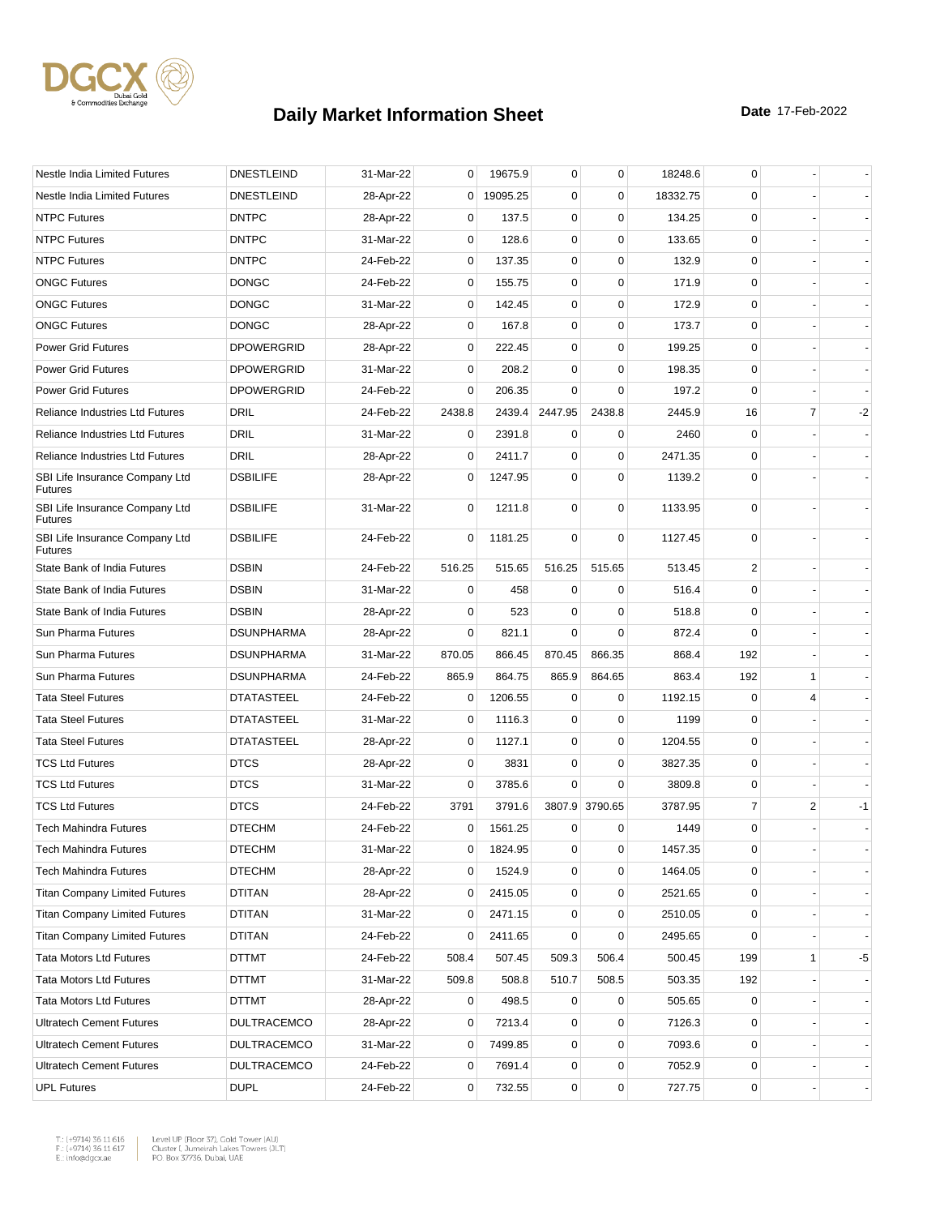# Daily Market Information Sheet

**Date** 17-Feb-2022

| | | | | | | | | | | |
|---|---|---|---|---|---|---|---|---|---|---|
| Nestle India Limited Futures | DNESTLEIND | 31-Mar-22 | 0 | 19675.9 | 0 | 0 | 18248.6 | 0 | - | - |
| Nestle India Limited Futures | DNESTLEIND | 28-Apr-22 | 0 | 19095.25 | 0 | 0 | 18332.75 | 0 | - | - |
| NTPC Futures | DNTPC | 28-Apr-22 | 0 | 137.5 | 0 | 0 | 134.25 | 0 | - | - |
| NTPC Futures | DNTPC | 31-Mar-22 | 0 | 128.6 | 0 | 0 | 133.65 | 0 | - | - |
| NTPC Futures | DNTPC | 24-Feb-22 | 0 | 137.35 | 0 | 0 | 132.9 | 0 | - | - |
| ONGC Futures | DONGC | 24-Feb-22 | 0 | 155.75 | 0 | 0 | 171.9 | 0 | - | - |
| ONGC Futures | DONGC | 31-Mar-22 | 0 | 142.45 | 0 | 0 | 172.9 | 0 | - | - |
| ONGC Futures | DONGC | 28-Apr-22 | 0 | 167.8 | 0 | 0 | 173.7 | 0 | - | - |
| Power Grid Futures | DPOWERGRID | 28-Apr-22 | 0 | 222.45 | 0 | 0 | 199.25 | 0 | - | - |
| Power Grid Futures | DPOWERGRID | 31-Mar-22 | 0 | 208.2 | 0 | 0 | 198.35 | 0 | - | - |
| Power Grid Futures | DPOWERGRID | 24-Feb-22 | 0 | 206.35 | 0 | 0 | 197.2 | 0 | - | - |
| Reliance Industries Ltd Futures | DRIL | 24-Feb-22 | 2438.8 | 2439.4 | 2447.95 | 2438.8 | 2445.9 | 16 | 7 | -2 |
| Reliance Industries Ltd Futures | DRIL | 31-Mar-22 | 0 | 2391.8 | 0 | 0 | 2460 | 0 | - | - |
| Reliance Industries Ltd Futures | DRIL | 28-Apr-22 | 0 | 2411.7 | 0 | 0 | 2471.35 | 0 | - | - |
| SBI Life Insurance Company Ltd Futures | DSBILIFE | 28-Apr-22 | 0 | 1247.95 | 0 | 0 | 1139.2 | 0 | - | - |
| SBI Life Insurance Company Ltd Futures | DSBILIFE | 31-Mar-22 | 0 | 1211.8 | 0 | 0 | 1133.95 | 0 | - | - |
| SBI Life Insurance Company Ltd Futures | DSBILIFE | 24-Feb-22 | 0 | 1181.25 | 0 | 0 | 1127.45 | 0 | - | - |
| State Bank of India Futures | DSBIN | 24-Feb-22 | 516.25 | 515.65 | 516.25 | 515.65 | 513.45 | 2 | - | - |
| State Bank of India Futures | DSBIN | 31-Mar-22 | 0 | 458 | 0 | 0 | 516.4 | 0 | - | - |
| State Bank of India Futures | DSBIN | 28-Apr-22 | 0 | 523 | 0 | 0 | 518.8 | 0 | - | - |
| Sun Pharma Futures | DSUNPHARMA | 28-Apr-22 | 0 | 821.1 | 0 | 0 | 872.4 | 0 | - | - |
| Sun Pharma Futures | DSUNPHARMA | 31-Mar-22 | 870.05 | 866.45 | 870.45 | 866.35 | 868.4 | 192 | - | - |
| Sun Pharma Futures | DSUNPHARMA | 24-Feb-22 | 865.9 | 864.75 | 865.9 | 864.65 | 863.4 | 192 | 1 | - |
| Tata Steel Futures | DTATASTEEL | 24-Feb-22 | 0 | 1206.55 | 0 | 0 | 1192.15 | 0 | 4 | - |
| Tata Steel Futures | DTATASTEEL | 31-Mar-22 | 0 | 1116.3 | 0 | 0 | 1199 | 0 | - | - |
| Tata Steel Futures | DTATASTEEL | 28-Apr-22 | 0 | 1127.1 | 0 | 0 | 1204.55 | 0 | - | - |
| TCS Ltd Futures | DTCS | 28-Apr-22 | 0 | 3831 | 0 | 0 | 3827.35 | 0 | - | - |
| TCS Ltd Futures | DTCS | 31-Mar-22 | 0 | 3785.6 | 0 | 0 | 3809.8 | 0 | - | - |
| TCS Ltd Futures | DTCS | 24-Feb-22 | 3791 | 3791.6 | 3807.9 | 3790.65 | 3787.95 | 7 | 2 | -1 |
| Tech Mahindra Futures | DTECHM | 24-Feb-22 | 0 | 1561.25 | 0 | 0 | 1449 | 0 | - | - |
| Tech Mahindra Futures | DTECHM | 31-Mar-22 | 0 | 1824.95 | 0 | 0 | 1457.35 | 0 | - | - |
| Tech Mahindra Futures | DTECHM | 28-Apr-22 | 0 | 1524.9 | 0 | 0 | 1464.05 | 0 | - | - |
| Titan Company Limited Futures | DTITAN | 28-Apr-22 | 0 | 2415.05 | 0 | 0 | 2521.65 | 0 | - | - |
| Titan Company Limited Futures | DTITAN | 31-Mar-22 | 0 | 2471.15 | 0 | 0 | 2510.05 | 0 | - | - |
| Titan Company Limited Futures | DTITAN | 24-Feb-22 | 0 | 2411.65 | 0 | 0 | 2495.65 | 0 | - | - |
| Tata Motors Ltd Futures | DTTMT | 24-Feb-22 | 508.4 | 507.45 | 509.3 | 506.4 | 500.45 | 199 | 1 | -5 |
| Tata Motors Ltd Futures | DTTMT | 31-Mar-22 | 509.8 | 508.8 | 510.7 | 508.5 | 503.35 | 192 | - | - |
| Tata Motors Ltd Futures | DTTMT | 28-Apr-22 | 0 | 498.5 | 0 | 0 | 505.65 | 0 | - | - |
| Ultratech Cement Futures | DULTRACEMCO | 28-Apr-22 | 0 | 7213.4 | 0 | 0 | 7126.3 | 0 | - | - |
| Ultratech Cement Futures | DULTRACEMCO | 31-Mar-22 | 0 | 7499.85 | 0 | 0 | 7093.6 | 0 | - | - |
| Ultratech Cement Futures | DULTRACEMCO | 24-Feb-22 | 0 | 7691.4 | 0 | 0 | 7052.9 | 0 | - | - |
| UPL Futures | DUPL | 24-Feb-22 | 0 | 732.55 | 0 | 0 | 727.75 | 0 | - | - |

T.: (+9714) 36 11 616
F.: (+9714) 36 11 617
E.: info@dgcx.ae

Level UP (Floor 37), Gold Tower (AU)
Cluster I, Jumeirah Lakes Towers (JLT)
P.O. Box 37736, Dubai, UAE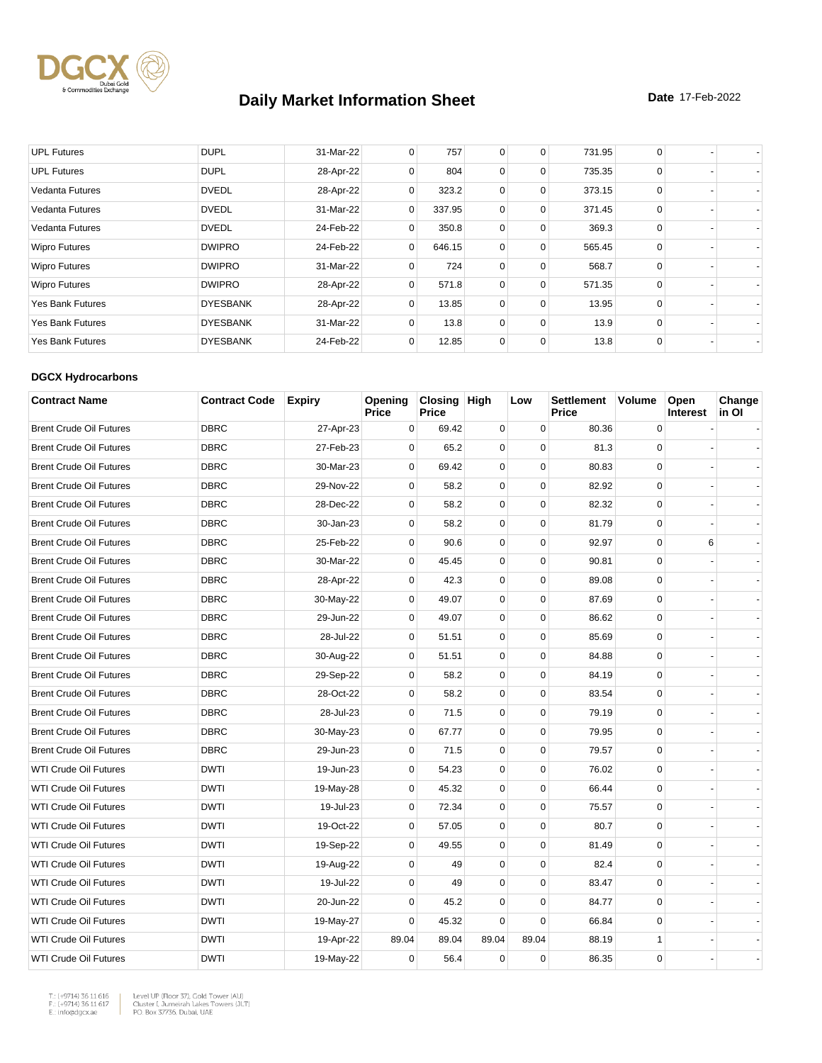# Daily Market Information Sheet

**Date** 17-Feb-2022

| | | | | | | | | | | |
|---|---|---|---|---|---|---|---|---|---|---|
| UPL Futures | DUPL | 31-Mar-22 | 0 | 757 | 0 | 0 | 731.95 | 0 | - | - |
| UPL Futures | DUPL | 28-Apr-22 | 0 | 804 | 0 | 0 | 735.35 | 0 | - | - |
| Vedanta Futures | DVEDL | 28-Apr-22 | 0 | 323.2 | 0 | 0 | 373.15 | 0 | - | - |
| Vedanta Futures | DVEDL | 31-Mar-22 | 0 | 337.95 | 0 | 0 | 371.45 | 0 | - | - |
| Vedanta Futures | DVEDL | 24-Feb-22 | 0 | 350.8 | 0 | 0 | 369.3 | 0 | - | - |
| Wipro Futures | DWIPRO | 24-Feb-22 | 0 | 646.15 | 0 | 0 | 565.45 | 0 | - | - |
| Wipro Futures | DWIPRO | 31-Mar-22 | 0 | 724 | 0 | 0 | 568.7 | 0 | - | - |
| Wipro Futures | DWIPRO | 28-Apr-22 | 0 | 571.8 | 0 | 0 | 571.35 | 0 | - | - |
| Yes Bank Futures | DYESBANK | 28-Apr-22 | 0 | 13.85 | 0 | 0 | 13.95 | 0 | - | - |
| Yes Bank Futures | DYESBANK | 31-Mar-22 | 0 | 13.8 | 0 | 0 | 13.9 | 0 | - | - |
| Yes Bank Futures | DYESBANK | 24-Feb-22 | 0 | 12.85 | 0 | 0 | 13.8 | 0 | - | - |

**DGCX Hydrocarbons**

| Contract Name | Contract Code | Expiry | Opening Price | Closing Price | High | Low | Settlement Price | Volume | Open Interest | Change in OI |
|---|---|---|---|---|---|---|---|---|---|---|
| Brent Crude Oil Futures | DBRC | 27-Apr-23 | 0 | 69.42 | 0 | 0 | 80.36 | 0 | - | - |
| Brent Crude Oil Futures | DBRC | 27-Feb-23 | 0 | 65.2 | 0 | 0 | 81.3 | 0 | - | - |
| Brent Crude Oil Futures | DBRC | 30-Mar-23 | 0 | 69.42 | 0 | 0 | 80.83 | 0 | - | - |
| Brent Crude Oil Futures | DBRC | 29-Nov-22 | 0 | 58.2 | 0 | 0 | 82.92 | 0 | - | - |
| Brent Crude Oil Futures | DBRC | 28-Dec-22 | 0 | 58.2 | 0 | 0 | 82.32 | 0 | - | - |
| Brent Crude Oil Futures | DBRC | 30-Jan-23 | 0 | 58.2 | 0 | 0 | 81.79 | 0 | - | - |
| Brent Crude Oil Futures | DBRC | 25-Feb-22 | 0 | 90.6 | 0 | 0 | 92.97 | 0 | 6 | - |
| Brent Crude Oil Futures | DBRC | 30-Mar-22 | 0 | 45.45 | 0 | 0 | 90.81 | 0 | - | - |
| Brent Crude Oil Futures | DBRC | 28-Apr-22 | 0 | 42.3 | 0 | 0 | 89.08 | 0 | - | - |
| Brent Crude Oil Futures | DBRC | 30-May-22 | 0 | 49.07 | 0 | 0 | 87.69 | 0 | - | - |
| Brent Crude Oil Futures | DBRC | 29-Jun-22 | 0 | 49.07 | 0 | 0 | 86.62 | 0 | - | - |
| Brent Crude Oil Futures | DBRC | 28-Jul-22 | 0 | 51.51 | 0 | 0 | 85.69 | 0 | - | - |
| Brent Crude Oil Futures | DBRC | 30-Aug-22 | 0 | 51.51 | 0 | 0 | 84.88 | 0 | - | - |
| Brent Crude Oil Futures | DBRC | 29-Sep-22 | 0 | 58.2 | 0 | 0 | 84.19 | 0 | - | - |
| Brent Crude Oil Futures | DBRC | 28-Oct-22 | 0 | 58.2 | 0 | 0 | 83.54 | 0 | - | - |
| Brent Crude Oil Futures | DBRC | 28-Jul-23 | 0 | 71.5 | 0 | 0 | 79.19 | 0 | - | - |
| Brent Crude Oil Futures | DBRC | 30-May-23 | 0 | 67.77 | 0 | 0 | 79.95 | 0 | - | - |
| Brent Crude Oil Futures | DBRC | 29-Jun-23 | 0 | 71.5 | 0 | 0 | 79.57 | 0 | - | - |
| WTI Crude Oil Futures | DWTI | 19-Jun-23 | 0 | 54.23 | 0 | 0 | 76.02 | 0 | - | - |
| WTI Crude Oil Futures | DWTI | 19-May-28 | 0 | 45.32 | 0 | 0 | 66.44 | 0 | - | - |
| WTI Crude Oil Futures | DWTI | 19-Jul-23 | 0 | 72.34 | 0 | 0 | 75.57 | 0 | - | - |
| WTI Crude Oil Futures | DWTI | 19-Oct-22 | 0 | 57.05 | 0 | 0 | 80.7 | 0 | - | - |
| WTI Crude Oil Futures | DWTI | 19-Sep-22 | 0 | 49.55 | 0 | 0 | 81.49 | 0 | - | - |
| WTI Crude Oil Futures | DWTI | 19-Aug-22 | 0 | 49 | 0 | 0 | 82.4 | 0 | - | - |
| WTI Crude Oil Futures | DWTI | 19-Jul-22 | 0 | 49 | 0 | 0 | 83.47 | 0 | - | - |
| WTI Crude Oil Futures | DWTI | 20-Jun-22 | 0 | 45.2 | 0 | 0 | 84.77 | 0 | - | - |
| WTI Crude Oil Futures | DWTI | 19-May-27 | 0 | 45.32 | 0 | 0 | 66.84 | 0 | - | - |
| WTI Crude Oil Futures | DWTI | 19-Apr-22 | 89.04 | 89.04 | 89.04 | 89.04 | 88.19 | 1 | - | - |
| WTI Crude Oil Futures | DWTI | 19-May-22 | 0 | 56.4 | 0 | 0 | 86.35 | 0 | - | - |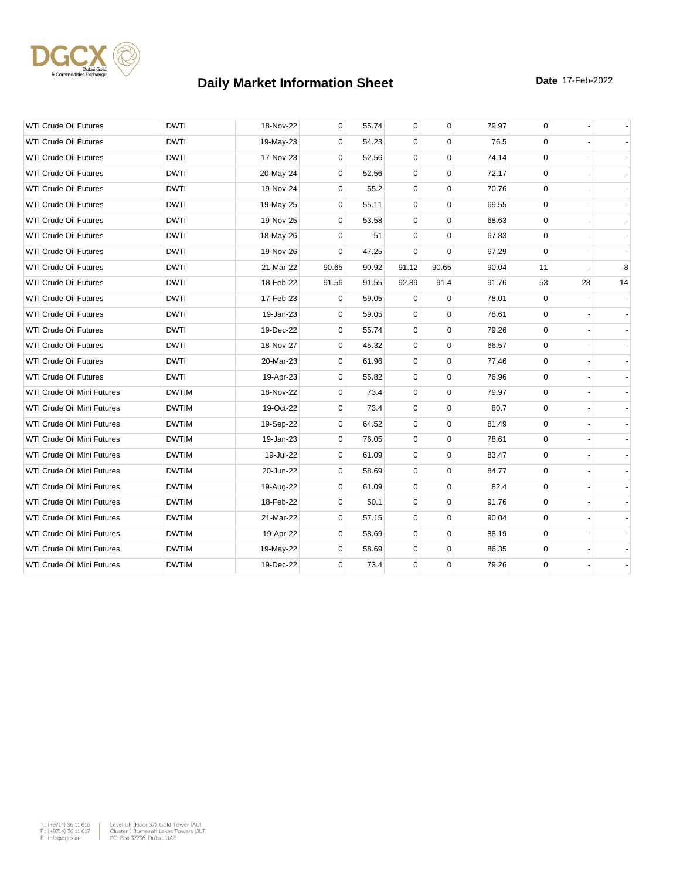# Daily Market Information Sheet

**Date** 17-Feb-2022

| | | | | | | | | | | |
|---|---|---|---|---|---|---|---|---|---|---|
| WTI Crude Oil Futures | DWTI | 18-Nov-22 | 0 | 55.74 | 0 | 0 | 79.97 | 0 | - | - |
| WTI Crude Oil Futures | DWTI | 19-May-23 | 0 | 54.23 | 0 | 0 | 76.5 | 0 | - | - |
| WTI Crude Oil Futures | DWTI | 17-Nov-23 | 0 | 52.56 | 0 | 0 | 74.14 | 0 | - | - |
| WTI Crude Oil Futures | DWTI | 20-May-24 | 0 | 52.56 | 0 | 0 | 72.17 | 0 | - | - |
| WTI Crude Oil Futures | DWTI | 19-Nov-24 | 0 | 55.2 | 0 | 0 | 70.76 | 0 | - | - |
| WTI Crude Oil Futures | DWTI | 19-May-25 | 0 | 55.11 | 0 | 0 | 69.55 | 0 | - | - |
| WTI Crude Oil Futures | DWTI | 19-Nov-25 | 0 | 53.58 | 0 | 0 | 68.63 | 0 | - | - |
| WTI Crude Oil Futures | DWTI | 18-May-26 | 0 | 51 | 0 | 0 | 67.83 | 0 | - | - |
| WTI Crude Oil Futures | DWTI | 19-Nov-26 | 0 | 47.25 | 0 | 0 | 67.29 | 0 | - | - |
| WTI Crude Oil Futures | DWTI | 21-Mar-22 | 90.65 | 90.92 | 91.12 | 90.65 | 90.04 | 11 | - | -8 |
| WTI Crude Oil Futures | DWTI | 18-Feb-22 | 91.56 | 91.55 | 92.89 | 91.4 | 91.76 | 53 | 28 | 14 |
| WTI Crude Oil Futures | DWTI | 17-Feb-23 | 0 | 59.05 | 0 | 0 | 78.01 | 0 | - | - |
| WTI Crude Oil Futures | DWTI | 19-Jan-23 | 0 | 59.05 | 0 | 0 | 78.61 | 0 | - | - |
| WTI Crude Oil Futures | DWTI | 19-Dec-22 | 0 | 55.74 | 0 | 0 | 79.26 | 0 | - | - |
| WTI Crude Oil Futures | DWTI | 18-Nov-27 | 0 | 45.32 | 0 | 0 | 66.57 | 0 | - | - |
| WTI Crude Oil Futures | DWTI | 20-Mar-23 | 0 | 61.96 | 0 | 0 | 77.46 | 0 | - | - |
| WTI Crude Oil Futures | DWTI | 19-Apr-23 | 0 | 55.82 | 0 | 0 | 76.96 | 0 | - | - |
| WTI Crude Oil Mini Futures | DWTIM | 18-Nov-22 | 0 | 73.4 | 0 | 0 | 79.97 | 0 | - | - |
| WTI Crude Oil Mini Futures | DWTIM | 19-Oct-22 | 0 | 73.4 | 0 | 0 | 80.7 | 0 | - | - |
| WTI Crude Oil Mini Futures | DWTIM | 19-Sep-22 | 0 | 64.52 | 0 | 0 | 81.49 | 0 | - | - |
| WTI Crude Oil Mini Futures | DWTIM | 19-Jan-23 | 0 | 76.05 | 0 | 0 | 78.61 | 0 | - | - |
| WTI Crude Oil Mini Futures | DWTIM | 19-Jul-22 | 0 | 61.09 | 0 | 0 | 83.47 | 0 | - | - |
| WTI Crude Oil Mini Futures | DWTIM | 20-Jun-22 | 0 | 58.69 | 0 | 0 | 84.77 | 0 | - | - |
| WTI Crude Oil Mini Futures | DWTIM | 19-Aug-22 | 0 | 61.09 | 0 | 0 | 82.4 | 0 | - | - |
| WTI Crude Oil Mini Futures | DWTIM | 18-Feb-22 | 0 | 50.1 | 0 | 0 | 91.76 | 0 | - | - |
| WTI Crude Oil Mini Futures | DWTIM | 21-Mar-22 | 0 | 57.15 | 0 | 0 | 90.04 | 0 | - | - |
| WTI Crude Oil Mini Futures | DWTIM | 19-Apr-22 | 0 | 58.69 | 0 | 0 | 88.19 | 0 | - | - |
| WTI Crude Oil Mini Futures | DWTIM | 19-May-22 | 0 | 58.69 | 0 | 0 | 86.35 | 0 | - | - |
| WTI Crude Oil Mini Futures | DWTIM | 19-Dec-22 | 0 | 73.4 | 0 | 0 | 79.26 | 0 | - | - |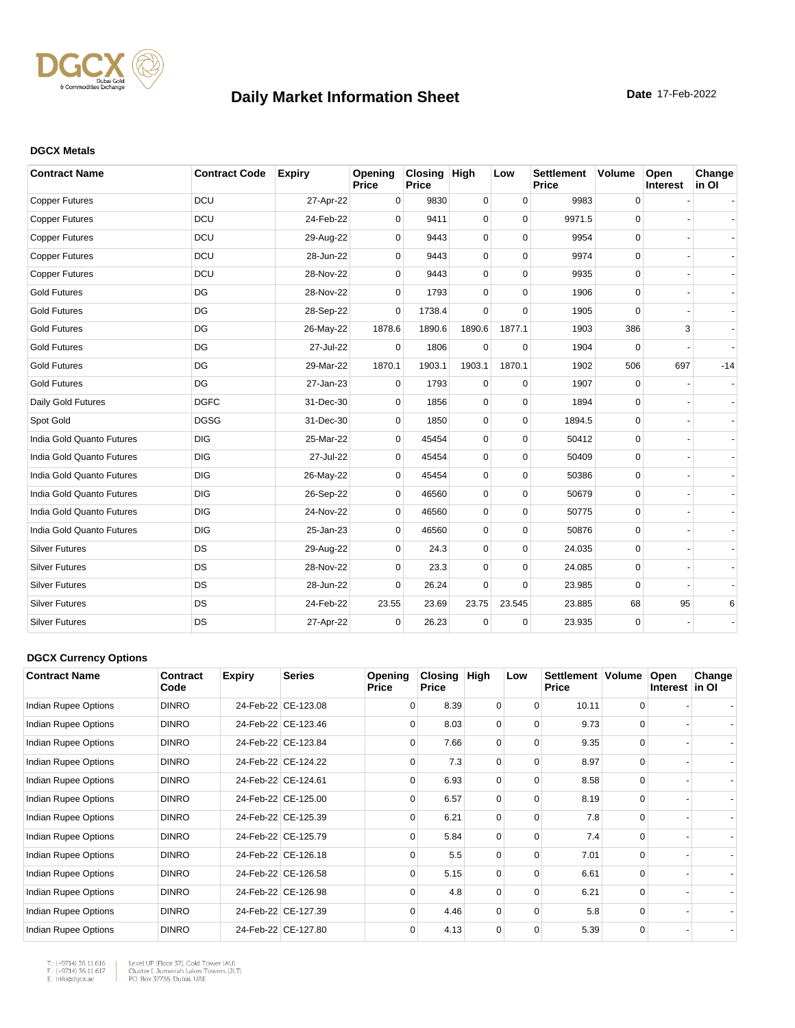# Daily Market Information Sheet

**Date** 17-Feb-2022

### DGCX Metals

| Contract Name | Contract Code | Expiry | Opening Price | Closing Price | High | Low | Settlement Price | Volume | Open Interest | Change in OI |
|---|---|---|---|---|---|---|---|---|---|---|
| Copper Futures | DCU | 27-Apr-22 | 0 | 9830 | 0 | 0 | 9983 | 0 | - | - |
| Copper Futures | DCU | 24-Feb-22 | 0 | 9411 | 0 | 0 | 9971.5 | 0 | - | - |
| Copper Futures | DCU | 29-Aug-22 | 0 | 9443 | 0 | 0 | 9954 | 0 | - | - |
| Copper Futures | DCU | 28-Jun-22 | 0 | 9443 | 0 | 0 | 9974 | 0 | - | - |
| Copper Futures | DCU | 28-Nov-22 | 0 | 9443 | 0 | 0 | 9935 | 0 | - | - |
| Gold Futures | DG | 28-Nov-22 | 0 | 1793 | 0 | 0 | 1906 | 0 | - | - |
| Gold Futures | DG | 28-Sep-22 | 0 | 1738.4 | 0 | 0 | 1905 | 0 | - | - |
| Gold Futures | DG | 26-May-22 | 1878.6 | 1890.6 | 1890.6 | 1877.1 | 1903 | 386 | 3 | - |
| Gold Futures | DG | 27-Jul-22 | 0 | 1806 | 0 | 0 | 1904 | 0 | - | - |
| Gold Futures | DG | 29-Mar-22 | 1870.1 | 1903.1 | 1903.1 | 1870.1 | 1902 | 506 | 697 | -14 |
| Gold Futures | DG | 27-Jan-23 | 0 | 1793 | 0 | 0 | 1907 | 0 | - | - |
| Daily Gold Futures | DGFC | 31-Dec-30 | 0 | 1856 | 0 | 0 | 1894 | 0 | - | - |
| Spot Gold | DGSG | 31-Dec-30 | 0 | 1850 | 0 | 0 | 1894.5 | 0 | - | - |
| India Gold Quanto Futures | DIG | 25-Mar-22 | 0 | 45454 | 0 | 0 | 50412 | 0 | - | - |
| India Gold Quanto Futures | DIG | 27-Jul-22 | 0 | 45454 | 0 | 0 | 50409 | 0 | - | - |
| India Gold Quanto Futures | DIG | 26-May-22 | 0 | 45454 | 0 | 0 | 50386 | 0 | - | - |
| India Gold Quanto Futures | DIG | 26-Sep-22 | 0 | 46560 | 0 | 0 | 50679 | 0 | - | - |
| India Gold Quanto Futures | DIG | 24-Nov-22 | 0 | 46560 | 0 | 0 | 50775 | 0 | - | - |
| India Gold Quanto Futures | DIG | 25-Jan-23 | 0 | 46560 | 0 | 0 | 50876 | 0 | - | - |
| Silver Futures | DS | 29-Aug-22 | 0 | 24.3 | 0 | 0 | 24.035 | 0 | - | - |
| Silver Futures | DS | 28-Nov-22 | 0 | 23.3 | 0 | 0 | 24.085 | 0 | - | - |
| Silver Futures | DS | 28-Jun-22 | 0 | 26.24 | 0 | 0 | 23.985 | 0 | - | - |
| Silver Futures | DS | 24-Feb-22 | 23.55 | 23.69 | 23.75 | 23.545 | 23.885 | 68 | 95 | 6 |
| Silver Futures | DS | 27-Apr-22 | 0 | 26.23 | 0 | 0 | 23.935 | 0 | - | - |

### DGCX Currency Options

| Contract Name | Contract Code | Expiry | Series | Opening Price | Closing Price | High | Low | Settlement Price | Volume | Open Interest | Change in OI |
|---|---|---|---|---|---|---|---|---|---|---|---|
| Indian Rupee Options | DINRO | 24-Feb-22 | CE-123.08 | 0 | 8.39 | 0 | 0 | 10.11 | 0 | - | - |
| Indian Rupee Options | DINRO | 24-Feb-22 | CE-123.46 | 0 | 8.03 | 0 | 0 | 9.73 | 0 | - | - |
| Indian Rupee Options | DINRO | 24-Feb-22 | CE-123.84 | 0 | 7.66 | 0 | 0 | 9.35 | 0 | - | - |
| Indian Rupee Options | DINRO | 24-Feb-22 | CE-124.22 | 0 | 7.3 | 0 | 0 | 8.97 | 0 | - | - |
| Indian Rupee Options | DINRO | 24-Feb-22 | CE-124.61 | 0 | 6.93 | 0 | 0 | 8.58 | 0 | - | - |
| Indian Rupee Options | DINRO | 24-Feb-22 | CE-125.00 | 0 | 6.57 | 0 | 0 | 8.19 | 0 | - | - |
| Indian Rupee Options | DINRO | 24-Feb-22 | CE-125.39 | 0 | 6.21 | 0 | 0 | 7.8 | 0 | - | - |
| Indian Rupee Options | DINRO | 24-Feb-22 | CE-125.79 | 0 | 5.84 | 0 | 0 | 7.4 | 0 | - | - |
| Indian Rupee Options | DINRO | 24-Feb-22 | CE-126.18 | 0 | 5.5 | 0 | 0 | 7.01 | 0 | - | - |
| Indian Rupee Options | DINRO | 24-Feb-22 | CE-126.58 | 0 | 5.15 | 0 | 0 | 6.61 | 0 | - | - |
| Indian Rupee Options | DINRO | 24-Feb-22 | CE-126.98 | 0 | 4.8 | 0 | 0 | 6.21 | 0 | - | - |
| Indian Rupee Options | DINRO | 24-Feb-22 | CE-127.39 | 0 | 4.46 | 0 | 0 | 5.8 | 0 | - | - |
| Indian Rupee Options | DINRO | 24-Feb-22 | CE-127.80 | 0 | 4.13 | 0 | 0 | 5.39 | 0 | - | - |

T.: (+9714) 36 11 616
F.: (+9714) 36 11 617
E.: info@dgcx.ae

Level UP (Floor 37), Gold Tower (AU)
Cluster I, Jumeirah Lakes Towers (JLT)
P.O. Box 37736, Dubai, UAE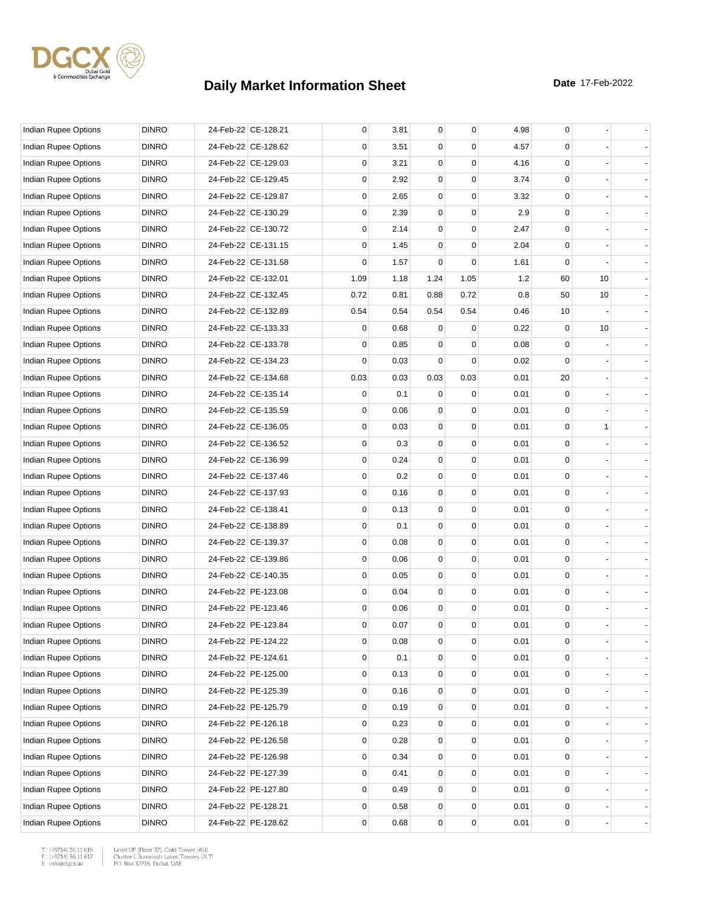# Daily Market Information Sheet

**Date** 17-Feb-2022

| | | | | | | | | | | | |
|---|---|---|---|---|---|---|---|---|---|---|---|
| Indian Rupee Options | DINRO | 24-Feb-22 | CE-128.21 | 0 | 3.81 | 0 | 0 | 4.98 | 0 | - | - |
| Indian Rupee Options | DINRO | 24-Feb-22 | CE-128.62 | 0 | 3.51 | 0 | 0 | 4.57 | 0 | - | - |
| Indian Rupee Options | DINRO | 24-Feb-22 | CE-129.03 | 0 | 3.21 | 0 | 0 | 4.16 | 0 | - | - |
| Indian Rupee Options | DINRO | 24-Feb-22 | CE-129.45 | 0 | 2.92 | 0 | 0 | 3.74 | 0 | - | - |
| Indian Rupee Options | DINRO | 24-Feb-22 | CE-129.87 | 0 | 2.65 | 0 | 0 | 3.32 | 0 | - | - |
| Indian Rupee Options | DINRO | 24-Feb-22 | CE-130.29 | 0 | 2.39 | 0 | 0 | 2.9 | 0 | - | - |
| Indian Rupee Options | DINRO | 24-Feb-22 | CE-130.72 | 0 | 2.14 | 0 | 0 | 2.47 | 0 | - | - |
| Indian Rupee Options | DINRO | 24-Feb-22 | CE-131.15 | 0 | 1.45 | 0 | 0 | 2.04 | 0 | - | - |
| Indian Rupee Options | DINRO | 24-Feb-22 | CE-131.58 | 0 | 1.57 | 0 | 0 | 1.61 | 0 | - | - |
| Indian Rupee Options | DINRO | 24-Feb-22 | CE-132.01 | 1.09 | 1.18 | 1.24 | 1.05 | 1.2 | 60 | 10 | - |
| Indian Rupee Options | DINRO | 24-Feb-22 | CE-132.45 | 0.72 | 0.81 | 0.88 | 0.72 | 0.8 | 50 | 10 | - |
| Indian Rupee Options | DINRO | 24-Feb-22 | CE-132.89 | 0.54 | 0.54 | 0.54 | 0.54 | 0.46 | 10 | - | - |
| Indian Rupee Options | DINRO | 24-Feb-22 | CE-133.33 | 0 | 0.68 | 0 | 0 | 0.22 | 0 | 10 | - |
| Indian Rupee Options | DINRO | 24-Feb-22 | CE-133.78 | 0 | 0.85 | 0 | 0 | 0.08 | 0 | - | - |
| Indian Rupee Options | DINRO | 24-Feb-22 | CE-134.23 | 0 | 0.03 | 0 | 0 | 0.02 | 0 | - | - |
| Indian Rupee Options | DINRO | 24-Feb-22 | CE-134.68 | 0.03 | 0.03 | 0.03 | 0.03 | 0.01 | 20 | - | - |
| Indian Rupee Options | DINRO | 24-Feb-22 | CE-135.14 | 0 | 0.1 | 0 | 0 | 0.01 | 0 | - | - |
| Indian Rupee Options | DINRO | 24-Feb-22 | CE-135.59 | 0 | 0.06 | 0 | 0 | 0.01 | 0 | - | - |
| Indian Rupee Options | DINRO | 24-Feb-22 | CE-136.05 | 0 | 0.03 | 0 | 0 | 0.01 | 0 | 1 | - |
| Indian Rupee Options | DINRO | 24-Feb-22 | CE-136.52 | 0 | 0.3 | 0 | 0 | 0.01 | 0 | - | - |
| Indian Rupee Options | DINRO | 24-Feb-22 | CE-136.99 | 0 | 0.24 | 0 | 0 | 0.01 | 0 | - | - |
| Indian Rupee Options | DINRO | 24-Feb-22 | CE-137.46 | 0 | 0.2 | 0 | 0 | 0.01 | 0 | - | - |
| Indian Rupee Options | DINRO | 24-Feb-22 | CE-137.93 | 0 | 0.16 | 0 | 0 | 0.01 | 0 | - | - |
| Indian Rupee Options | DINRO | 24-Feb-22 | CE-138.41 | 0 | 0.13 | 0 | 0 | 0.01 | 0 | - | - |
| Indian Rupee Options | DINRO | 24-Feb-22 | CE-138.89 | 0 | 0.1 | 0 | 0 | 0.01 | 0 | - | - |
| Indian Rupee Options | DINRO | 24-Feb-22 | CE-139.37 | 0 | 0.08 | 0 | 0 | 0.01 | 0 | - | - |
| Indian Rupee Options | DINRO | 24-Feb-22 | CE-139.86 | 0 | 0.06 | 0 | 0 | 0.01 | 0 | - | - |
| Indian Rupee Options | DINRO | 24-Feb-22 | CE-140.35 | 0 | 0.05 | 0 | 0 | 0.01 | 0 | - | - |
| Indian Rupee Options | DINRO | 24-Feb-22 | PE-123.08 | 0 | 0.04 | 0 | 0 | 0.01 | 0 | - | - |
| Indian Rupee Options | DINRO | 24-Feb-22 | PE-123.46 | 0 | 0.06 | 0 | 0 | 0.01 | 0 | - | - |
| Indian Rupee Options | DINRO | 24-Feb-22 | PE-123.84 | 0 | 0.07 | 0 | 0 | 0.01 | 0 | - | - |
| Indian Rupee Options | DINRO | 24-Feb-22 | PE-124.22 | 0 | 0.08 | 0 | 0 | 0.01 | 0 | - | - |
| Indian Rupee Options | DINRO | 24-Feb-22 | PE-124.61 | 0 | 0.1 | 0 | 0 | 0.01 | 0 | - | - |
| Indian Rupee Options | DINRO | 24-Feb-22 | PE-125.00 | 0 | 0.13 | 0 | 0 | 0.01 | 0 | - | - |
| Indian Rupee Options | DINRO | 24-Feb-22 | PE-125.39 | 0 | 0.16 | 0 | 0 | 0.01 | 0 | - | - |
| Indian Rupee Options | DINRO | 24-Feb-22 | PE-125.79 | 0 | 0.19 | 0 | 0 | 0.01 | 0 | - | - |
| Indian Rupee Options | DINRO | 24-Feb-22 | PE-126.18 | 0 | 0.23 | 0 | 0 | 0.01 | 0 | - | - |
| Indian Rupee Options | DINRO | 24-Feb-22 | PE-126.58 | 0 | 0.28 | 0 | 0 | 0.01 | 0 | - | - |
| Indian Rupee Options | DINRO | 24-Feb-22 | PE-126.98 | 0 | 0.34 | 0 | 0 | 0.01 | 0 | - | - |
| Indian Rupee Options | DINRO | 24-Feb-22 | PE-127.39 | 0 | 0.41 | 0 | 0 | 0.01 | 0 | - | - |
| Indian Rupee Options | DINRO | 24-Feb-22 | PE-127.80 | 0 | 0.49 | 0 | 0 | 0.01 | 0 | - | - |
| Indian Rupee Options | DINRO | 24-Feb-22 | PE-128.21 | 0 | 0.58 | 0 | 0 | 0.01 | 0 | - | - |
| Indian Rupee Options | DINRO | 24-Feb-22 | PE-128.62 | 0 | 0.68 | 0 | 0 | 0.01 | 0 | - | - |

T.: (+9714) 36 11 616
F.: (+9714) 36 11 617
E.: info@dgcx.ae

Level UP (Floor 37), Gold Tower (AU)
Cluster I, Jumeirah Lakes Towers (JLT)
P.O. Box 37736, Dubai, UAE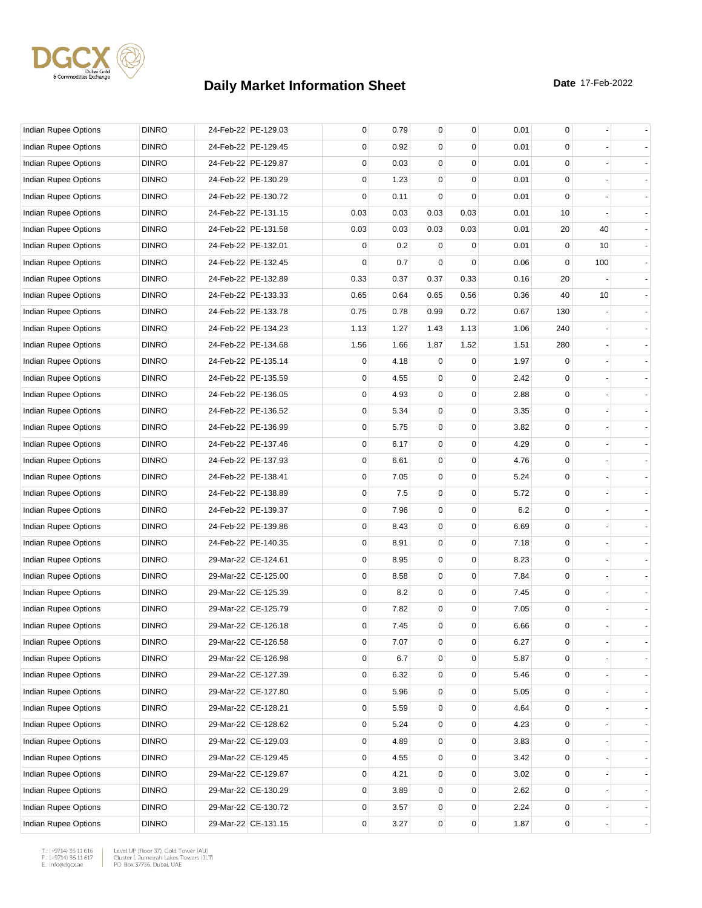# Daily Market Information Sheet

**Date** 17-Feb-2022

| | | | | | | | | | | | |
|---|---|---|---|---|---|---|---|---|---|---|---|
| Indian Rupee Options | DINRO | 24-Feb-22 | PE-129.03 | 0 | 0.79 | 0 | 0 | 0.01 | 0 | - | - |
| Indian Rupee Options | DINRO | 24-Feb-22 | PE-129.45 | 0 | 0.92 | 0 | 0 | 0.01 | 0 | - | - |
| Indian Rupee Options | DINRO | 24-Feb-22 | PE-129.87 | 0 | 0.03 | 0 | 0 | 0.01 | 0 | - | - |
| Indian Rupee Options | DINRO | 24-Feb-22 | PE-130.29 | 0 | 1.23 | 0 | 0 | 0.01 | 0 | - | - |
| Indian Rupee Options | DINRO | 24-Feb-22 | PE-130.72 | 0 | 0.11 | 0 | 0 | 0.01 | 0 | - | - |
| Indian Rupee Options | DINRO | 24-Feb-22 | PE-131.15 | 0.03 | 0.03 | 0.03 | 0.03 | 0.01 | 10 | - | - |
| Indian Rupee Options | DINRO | 24-Feb-22 | PE-131.58 | 0.03 | 0.03 | 0.03 | 0.03 | 0.01 | 20 | 40 | - |
| Indian Rupee Options | DINRO | 24-Feb-22 | PE-132.01 | 0 | 0.2 | 0 | 0 | 0.01 | 0 | 10 | - |
| Indian Rupee Options | DINRO | 24-Feb-22 | PE-132.45 | 0 | 0.7 | 0 | 0 | 0.06 | 0 | 100 | - |
| Indian Rupee Options | DINRO | 24-Feb-22 | PE-132.89 | 0.33 | 0.37 | 0.37 | 0.33 | 0.16 | 20 | - | - |
| Indian Rupee Options | DINRO | 24-Feb-22 | PE-133.33 | 0.65 | 0.64 | 0.65 | 0.56 | 0.36 | 40 | 10 | - |
| Indian Rupee Options | DINRO | 24-Feb-22 | PE-133.78 | 0.75 | 0.78 | 0.99 | 0.72 | 0.67 | 130 | - | - |
| Indian Rupee Options | DINRO | 24-Feb-22 | PE-134.23 | 1.13 | 1.27 | 1.43 | 1.13 | 1.06 | 240 | - | - |
| Indian Rupee Options | DINRO | 24-Feb-22 | PE-134.68 | 1.56 | 1.66 | 1.87 | 1.52 | 1.51 | 280 | - | - |
| Indian Rupee Options | DINRO | 24-Feb-22 | PE-135.14 | 0 | 4.18 | 0 | 0 | 1.97 | 0 | - | - |
| Indian Rupee Options | DINRO | 24-Feb-22 | PE-135.59 | 0 | 4.55 | 0 | 0 | 2.42 | 0 | - | - |
| Indian Rupee Options | DINRO | 24-Feb-22 | PE-136.05 | 0 | 4.93 | 0 | 0 | 2.88 | 0 | - | - |
| Indian Rupee Options | DINRO | 24-Feb-22 | PE-136.52 | 0 | 5.34 | 0 | 0 | 3.35 | 0 | - | - |
| Indian Rupee Options | DINRO | 24-Feb-22 | PE-136.99 | 0 | 5.75 | 0 | 0 | 3.82 | 0 | - | - |
| Indian Rupee Options | DINRO | 24-Feb-22 | PE-137.46 | 0 | 6.17 | 0 | 0 | 4.29 | 0 | - | - |
| Indian Rupee Options | DINRO | 24-Feb-22 | PE-137.93 | 0 | 6.61 | 0 | 0 | 4.76 | 0 | - | - |
| Indian Rupee Options | DINRO | 24-Feb-22 | PE-138.41 | 0 | 7.05 | 0 | 0 | 5.24 | 0 | - | - |
| Indian Rupee Options | DINRO | 24-Feb-22 | PE-138.89 | 0 | 7.5 | 0 | 0 | 5.72 | 0 | - | - |
| Indian Rupee Options | DINRO | 24-Feb-22 | PE-139.37 | 0 | 7.96 | 0 | 0 | 6.2 | 0 | - | - |
| Indian Rupee Options | DINRO | 24-Feb-22 | PE-139.86 | 0 | 8.43 | 0 | 0 | 6.69 | 0 | - | - |
| Indian Rupee Options | DINRO | 24-Feb-22 | PE-140.35 | 0 | 8.91 | 0 | 0 | 7.18 | 0 | - | - |
| Indian Rupee Options | DINRO | 29-Mar-22 | CE-124.61 | 0 | 8.95 | 0 | 0 | 8.23 | 0 | - | - |
| Indian Rupee Options | DINRO | 29-Mar-22 | CE-125.00 | 0 | 8.58 | 0 | 0 | 7.84 | 0 | - | - |
| Indian Rupee Options | DINRO | 29-Mar-22 | CE-125.39 | 0 | 8.2 | 0 | 0 | 7.45 | 0 | - | - |
| Indian Rupee Options | DINRO | 29-Mar-22 | CE-125.79 | 0 | 7.82 | 0 | 0 | 7.05 | 0 | - | - |
| Indian Rupee Options | DINRO | 29-Mar-22 | CE-126.18 | 0 | 7.45 | 0 | 0 | 6.66 | 0 | - | - |
| Indian Rupee Options | DINRO | 29-Mar-22 | CE-126.58 | 0 | 7.07 | 0 | 0 | 6.27 | 0 | - | - |
| Indian Rupee Options | DINRO | 29-Mar-22 | CE-126.98 | 0 | 6.7 | 0 | 0 | 5.87 | 0 | - | - |
| Indian Rupee Options | DINRO | 29-Mar-22 | CE-127.39 | 0 | 6.32 | 0 | 0 | 5.46 | 0 | - | - |
| Indian Rupee Options | DINRO | 29-Mar-22 | CE-127.80 | 0 | 5.96 | 0 | 0 | 5.05 | 0 | - | - |
| Indian Rupee Options | DINRO | 29-Mar-22 | CE-128.21 | 0 | 5.59 | 0 | 0 | 4.64 | 0 | - | - |
| Indian Rupee Options | DINRO | 29-Mar-22 | CE-128.62 | 0 | 5.24 | 0 | 0 | 4.23 | 0 | - | - |
| Indian Rupee Options | DINRO | 29-Mar-22 | CE-129.03 | 0 | 4.89 | 0 | 0 | 3.83 | 0 | - | - |
| Indian Rupee Options | DINRO | 29-Mar-22 | CE-129.45 | 0 | 4.55 | 0 | 0 | 3.42 | 0 | - | - |
| Indian Rupee Options | DINRO | 29-Mar-22 | CE-129.87 | 0 | 4.21 | 0 | 0 | 3.02 | 0 | - | - |
| Indian Rupee Options | DINRO | 29-Mar-22 | CE-130.29 | 0 | 3.89 | 0 | 0 | 2.62 | 0 | - | - |
| Indian Rupee Options | DINRO | 29-Mar-22 | CE-130.72 | 0 | 3.57 | 0 | 0 | 2.24 | 0 | - | - |
| Indian Rupee Options | DINRO | 29-Mar-22 | CE-131.15 | 0 | 3.27 | 0 | 0 | 1.87 | 0 | - | - |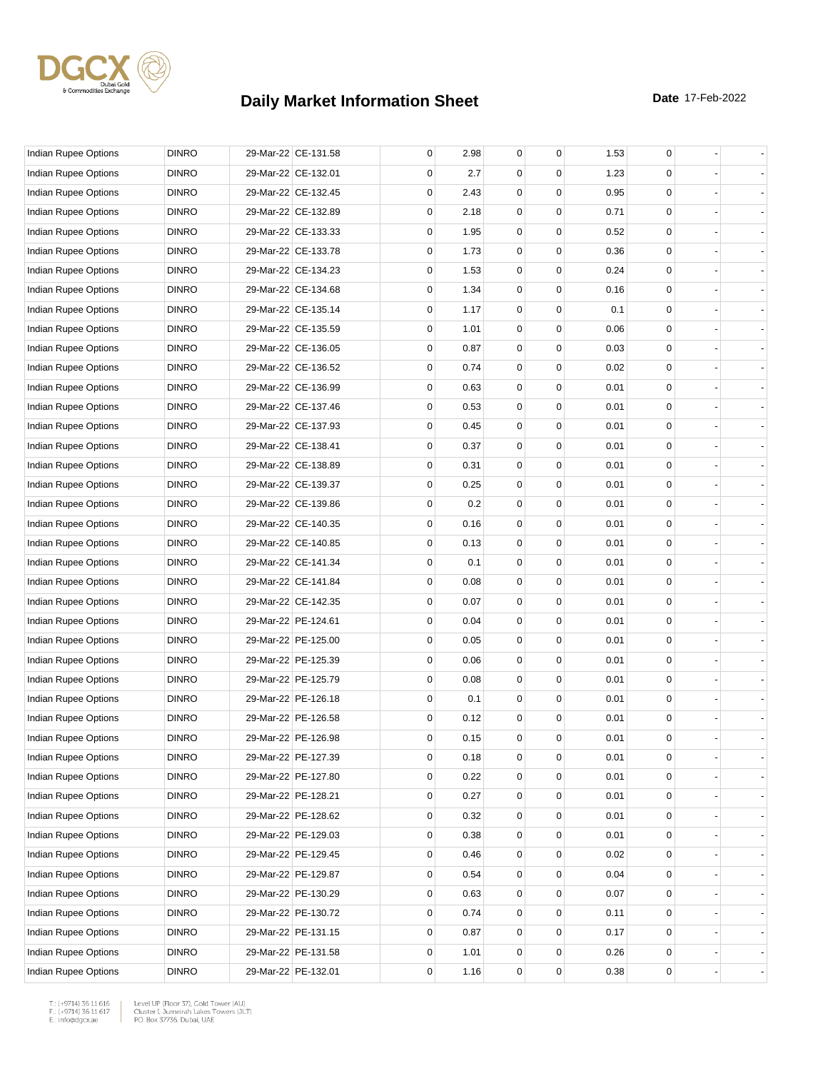# Daily Market Information Sheet

**Date** 17-Feb-2022

| | | | | | | | | | | | |
|---|---|---|---|---|---|---|---|---|---|---|---|
| Indian Rupee Options | DINRO | 29-Mar-22 | CE-131.58 | 0 | 2.98 | 0 | 0 | 1.53 | 0 | - | - |
| Indian Rupee Options | DINRO | 29-Mar-22 | CE-132.01 | 0 | 2.7 | 0 | 0 | 1.23 | 0 | - | - |
| Indian Rupee Options | DINRO | 29-Mar-22 | CE-132.45 | 0 | 2.43 | 0 | 0 | 0.95 | 0 | - | - |
| Indian Rupee Options | DINRO | 29-Mar-22 | CE-132.89 | 0 | 2.18 | 0 | 0 | 0.71 | 0 | - | - |
| Indian Rupee Options | DINRO | 29-Mar-22 | CE-133.33 | 0 | 1.95 | 0 | 0 | 0.52 | 0 | - | - |
| Indian Rupee Options | DINRO | 29-Mar-22 | CE-133.78 | 0 | 1.73 | 0 | 0 | 0.36 | 0 | - | - |
| Indian Rupee Options | DINRO | 29-Mar-22 | CE-134.23 | 0 | 1.53 | 0 | 0 | 0.24 | 0 | - | - |
| Indian Rupee Options | DINRO | 29-Mar-22 | CE-134.68 | 0 | 1.34 | 0 | 0 | 0.16 | 0 | - | - |
| Indian Rupee Options | DINRO | 29-Mar-22 | CE-135.14 | 0 | 1.17 | 0 | 0 | 0.1 | 0 | - | - |
| Indian Rupee Options | DINRO | 29-Mar-22 | CE-135.59 | 0 | 1.01 | 0 | 0 | 0.06 | 0 | - | - |
| Indian Rupee Options | DINRO | 29-Mar-22 | CE-136.05 | 0 | 0.87 | 0 | 0 | 0.03 | 0 | - | - |
| Indian Rupee Options | DINRO | 29-Mar-22 | CE-136.52 | 0 | 0.74 | 0 | 0 | 0.02 | 0 | - | - |
| Indian Rupee Options | DINRO | 29-Mar-22 | CE-136.99 | 0 | 0.63 | 0 | 0 | 0.01 | 0 | - | - |
| Indian Rupee Options | DINRO | 29-Mar-22 | CE-137.46 | 0 | 0.53 | 0 | 0 | 0.01 | 0 | - | - |
| Indian Rupee Options | DINRO | 29-Mar-22 | CE-137.93 | 0 | 0.45 | 0 | 0 | 0.01 | 0 | - | - |
| Indian Rupee Options | DINRO | 29-Mar-22 | CE-138.41 | 0 | 0.37 | 0 | 0 | 0.01 | 0 | - | - |
| Indian Rupee Options | DINRO | 29-Mar-22 | CE-138.89 | 0 | 0.31 | 0 | 0 | 0.01 | 0 | - | - |
| Indian Rupee Options | DINRO | 29-Mar-22 | CE-139.37 | 0 | 0.25 | 0 | 0 | 0.01 | 0 | - | - |
| Indian Rupee Options | DINRO | 29-Mar-22 | CE-139.86 | 0 | 0.2 | 0 | 0 | 0.01 | 0 | - | - |
| Indian Rupee Options | DINRO | 29-Mar-22 | CE-140.35 | 0 | 0.16 | 0 | 0 | 0.01 | 0 | - | - |
| Indian Rupee Options | DINRO | 29-Mar-22 | CE-140.85 | 0 | 0.13 | 0 | 0 | 0.01 | 0 | - | - |
| Indian Rupee Options | DINRO | 29-Mar-22 | CE-141.34 | 0 | 0.1 | 0 | 0 | 0.01 | 0 | - | - |
| Indian Rupee Options | DINRO | 29-Mar-22 | CE-141.84 | 0 | 0.08 | 0 | 0 | 0.01 | 0 | - | - |
| Indian Rupee Options | DINRO | 29-Mar-22 | CE-142.35 | 0 | 0.07 | 0 | 0 | 0.01 | 0 | - | - |
| Indian Rupee Options | DINRO | 29-Mar-22 | PE-124.61 | 0 | 0.04 | 0 | 0 | 0.01 | 0 | - | - |
| Indian Rupee Options | DINRO | 29-Mar-22 | PE-125.00 | 0 | 0.05 | 0 | 0 | 0.01 | 0 | - | - |
| Indian Rupee Options | DINRO | 29-Mar-22 | PE-125.39 | 0 | 0.06 | 0 | 0 | 0.01 | 0 | - | - |
| Indian Rupee Options | DINRO | 29-Mar-22 | PE-125.79 | 0 | 0.08 | 0 | 0 | 0.01 | 0 | - | - |
| Indian Rupee Options | DINRO | 29-Mar-22 | PE-126.18 | 0 | 0.1 | 0 | 0 | 0.01 | 0 | - | - |
| Indian Rupee Options | DINRO | 29-Mar-22 | PE-126.58 | 0 | 0.12 | 0 | 0 | 0.01 | 0 | - | - |
| Indian Rupee Options | DINRO | 29-Mar-22 | PE-126.98 | 0 | 0.15 | 0 | 0 | 0.01 | 0 | - | - |
| Indian Rupee Options | DINRO | 29-Mar-22 | PE-127.39 | 0 | 0.18 | 0 | 0 | 0.01 | 0 | - | - |
| Indian Rupee Options | DINRO | 29-Mar-22 | PE-127.80 | 0 | 0.22 | 0 | 0 | 0.01 | 0 | - | - |
| Indian Rupee Options | DINRO | 29-Mar-22 | PE-128.21 | 0 | 0.27 | 0 | 0 | 0.01 | 0 | - | - |
| Indian Rupee Options | DINRO | 29-Mar-22 | PE-128.62 | 0 | 0.32 | 0 | 0 | 0.01 | 0 | - | - |
| Indian Rupee Options | DINRO | 29-Mar-22 | PE-129.03 | 0 | 0.38 | 0 | 0 | 0.01 | 0 | - | - |
| Indian Rupee Options | DINRO | 29-Mar-22 | PE-129.45 | 0 | 0.46 | 0 | 0 | 0.02 | 0 | - | - |
| Indian Rupee Options | DINRO | 29-Mar-22 | PE-129.87 | 0 | 0.54 | 0 | 0 | 0.04 | 0 | - | - |
| Indian Rupee Options | DINRO | 29-Mar-22 | PE-130.29 | 0 | 0.63 | 0 | 0 | 0.07 | 0 | - | - |
| Indian Rupee Options | DINRO | 29-Mar-22 | PE-130.72 | 0 | 0.74 | 0 | 0 | 0.11 | 0 | - | - |
| Indian Rupee Options | DINRO | 29-Mar-22 | PE-131.15 | 0 | 0.87 | 0 | 0 | 0.17 | 0 | - | - |
| Indian Rupee Options | DINRO | 29-Mar-22 | PE-131.58 | 0 | 1.01 | 0 | 0 | 0.26 | 0 | - | - |
| Indian Rupee Options | DINRO | 29-Mar-22 | PE-132.01 | 0 | 1.16 | 0 | 0 | 0.38 | 0 | - | - |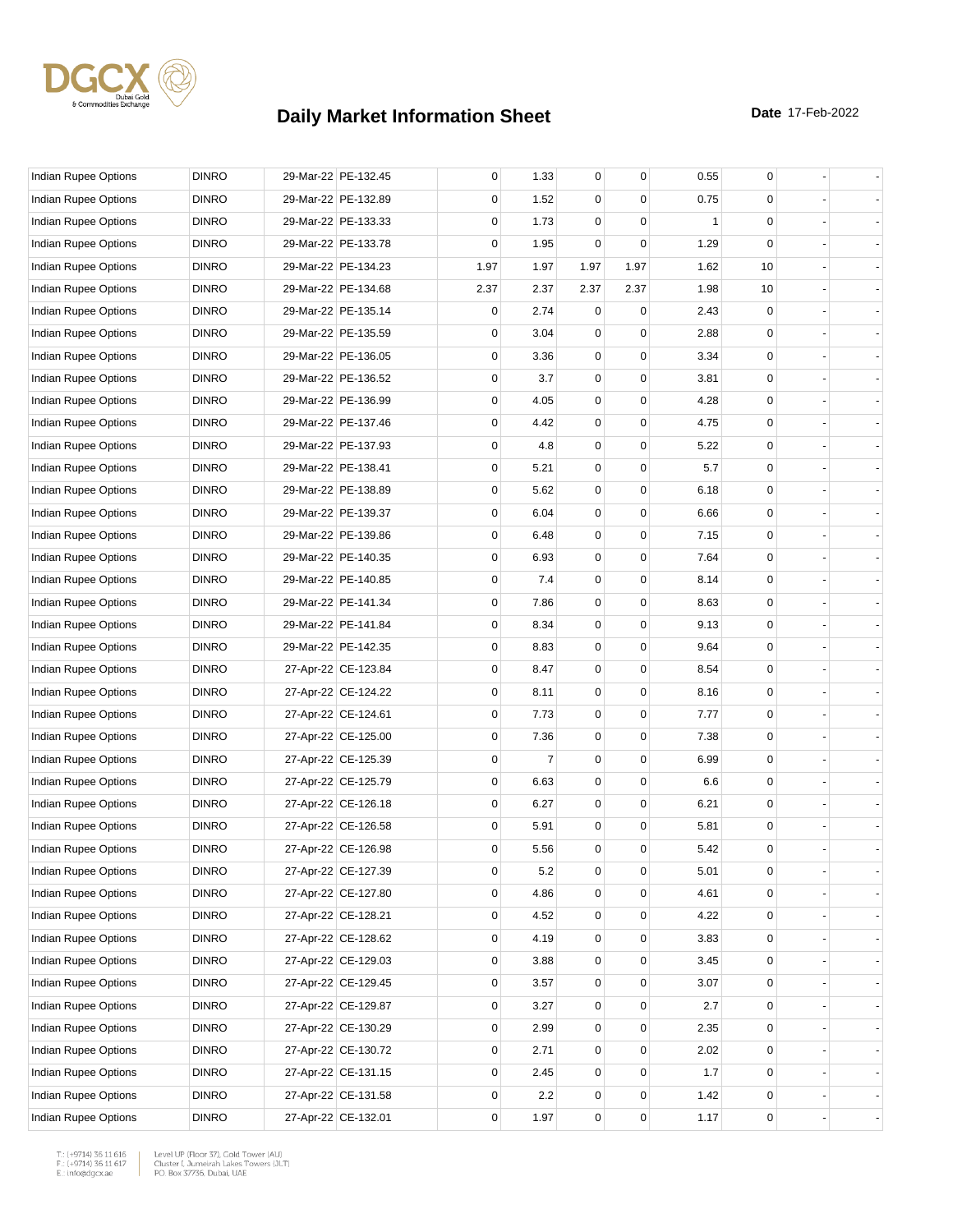# Daily Market Information Sheet

**Date** 17-Feb-2022

| | | | | | | | | | | | |
|---|---|---|---|---|---|---|---|---|---|---|---|
| Indian Rupee Options | DINRO | 29-Mar-22 | PE-132.45 | 0 | 1.33 | 0 | 0 | 0.55 | 0 | - | - |
| Indian Rupee Options | DINRO | 29-Mar-22 | PE-132.89 | 0 | 1.52 | 0 | 0 | 0.75 | 0 | - | - |
| Indian Rupee Options | DINRO | 29-Mar-22 | PE-133.33 | 0 | 1.73 | 0 | 0 | 1 | 0 | - | - |
| Indian Rupee Options | DINRO | 29-Mar-22 | PE-133.78 | 0 | 1.95 | 0 | 0 | 1.29 | 0 | - | - |
| Indian Rupee Options | DINRO | 29-Mar-22 | PE-134.23 | 1.97 | 1.97 | 1.97 | 1.97 | 1.62 | 10 | - | - |
| Indian Rupee Options | DINRO | 29-Mar-22 | PE-134.68 | 2.37 | 2.37 | 2.37 | 2.37 | 1.98 | 10 | - | - |
| Indian Rupee Options | DINRO | 29-Mar-22 | PE-135.14 | 0 | 2.74 | 0 | 0 | 2.43 | 0 | - | - |
| Indian Rupee Options | DINRO | 29-Mar-22 | PE-135.59 | 0 | 3.04 | 0 | 0 | 2.88 | 0 | - | - |
| Indian Rupee Options | DINRO | 29-Mar-22 | PE-136.05 | 0 | 3.36 | 0 | 0 | 3.34 | 0 | - | - |
| Indian Rupee Options | DINRO | 29-Mar-22 | PE-136.52 | 0 | 3.7 | 0 | 0 | 3.81 | 0 | - | - |
| Indian Rupee Options | DINRO | 29-Mar-22 | PE-136.99 | 0 | 4.05 | 0 | 0 | 4.28 | 0 | - | - |
| Indian Rupee Options | DINRO | 29-Mar-22 | PE-137.46 | 0 | 4.42 | 0 | 0 | 4.75 | 0 | - | - |
| Indian Rupee Options | DINRO | 29-Mar-22 | PE-137.93 | 0 | 4.8 | 0 | 0 | 5.22 | 0 | - | - |
| Indian Rupee Options | DINRO | 29-Mar-22 | PE-138.41 | 0 | 5.21 | 0 | 0 | 5.7 | 0 | - | - |
| Indian Rupee Options | DINRO | 29-Mar-22 | PE-138.89 | 0 | 5.62 | 0 | 0 | 6.18 | 0 | - | - |
| Indian Rupee Options | DINRO | 29-Mar-22 | PE-139.37 | 0 | 6.04 | 0 | 0 | 6.66 | 0 | - | - |
| Indian Rupee Options | DINRO | 29-Mar-22 | PE-139.86 | 0 | 6.48 | 0 | 0 | 7.15 | 0 | - | - |
| Indian Rupee Options | DINRO | 29-Mar-22 | PE-140.35 | 0 | 6.93 | 0 | 0 | 7.64 | 0 | - | - |
| Indian Rupee Options | DINRO | 29-Mar-22 | PE-140.85 | 0 | 7.4 | 0 | 0 | 8.14 | 0 | - | - |
| Indian Rupee Options | DINRO | 29-Mar-22 | PE-141.34 | 0 | 7.86 | 0 | 0 | 8.63 | 0 | - | - |
| Indian Rupee Options | DINRO | 29-Mar-22 | PE-141.84 | 0 | 8.34 | 0 | 0 | 9.13 | 0 | - | - |
| Indian Rupee Options | DINRO | 29-Mar-22 | PE-142.35 | 0 | 8.83 | 0 | 0 | 9.64 | 0 | - | - |
| Indian Rupee Options | DINRO | 27-Apr-22 | CE-123.84 | 0 | 8.47 | 0 | 0 | 8.54 | 0 | - | - |
| Indian Rupee Options | DINRO | 27-Apr-22 | CE-124.22 | 0 | 8.11 | 0 | 0 | 8.16 | 0 | - | - |
| Indian Rupee Options | DINRO | 27-Apr-22 | CE-124.61 | 0 | 7.73 | 0 | 0 | 7.77 | 0 | - | - |
| Indian Rupee Options | DINRO | 27-Apr-22 | CE-125.00 | 0 | 7.36 | 0 | 0 | 7.38 | 0 | - | - |
| Indian Rupee Options | DINRO | 27-Apr-22 | CE-125.39 | 0 | 7 | 0 | 0 | 6.99 | 0 | - | - |
| Indian Rupee Options | DINRO | 27-Apr-22 | CE-125.79 | 0 | 6.63 | 0 | 0 | 6.6 | 0 | - | - |
| Indian Rupee Options | DINRO | 27-Apr-22 | CE-126.18 | 0 | 6.27 | 0 | 0 | 6.21 | 0 | - | - |
| Indian Rupee Options | DINRO | 27-Apr-22 | CE-126.58 | 0 | 5.91 | 0 | 0 | 5.81 | 0 | - | - |
| Indian Rupee Options | DINRO | 27-Apr-22 | CE-126.98 | 0 | 5.56 | 0 | 0 | 5.42 | 0 | - | - |
| Indian Rupee Options | DINRO | 27-Apr-22 | CE-127.39 | 0 | 5.2 | 0 | 0 | 5.01 | 0 | - | - |
| Indian Rupee Options | DINRO | 27-Apr-22 | CE-127.80 | 0 | 4.86 | 0 | 0 | 4.61 | 0 | - | - |
| Indian Rupee Options | DINRO | 27-Apr-22 | CE-128.21 | 0 | 4.52 | 0 | 0 | 4.22 | 0 | - | - |
| Indian Rupee Options | DINRO | 27-Apr-22 | CE-128.62 | 0 | 4.19 | 0 | 0 | 3.83 | 0 | - | - |
| Indian Rupee Options | DINRO | 27-Apr-22 | CE-129.03 | 0 | 3.88 | 0 | 0 | 3.45 | 0 | - | - |
| Indian Rupee Options | DINRO | 27-Apr-22 | CE-129.45 | 0 | 3.57 | 0 | 0 | 3.07 | 0 | - | - |
| Indian Rupee Options | DINRO | 27-Apr-22 | CE-129.87 | 0 | 3.27 | 0 | 0 | 2.7 | 0 | - | - |
| Indian Rupee Options | DINRO | 27-Apr-22 | CE-130.29 | 0 | 2.99 | 0 | 0 | 2.35 | 0 | - | - |
| Indian Rupee Options | DINRO | 27-Apr-22 | CE-130.72 | 0 | 2.71 | 0 | 0 | 2.02 | 0 | - | - |
| Indian Rupee Options | DINRO | 27-Apr-22 | CE-131.15 | 0 | 2.45 | 0 | 0 | 1.7 | 0 | - | - |
| Indian Rupee Options | DINRO | 27-Apr-22 | CE-131.58 | 0 | 2.2 | 0 | 0 | 1.42 | 0 | - | - |
| Indian Rupee Options | DINRO | 27-Apr-22 | CE-132.01 | 0 | 1.97 | 0 | 0 | 1.17 | 0 | - | - |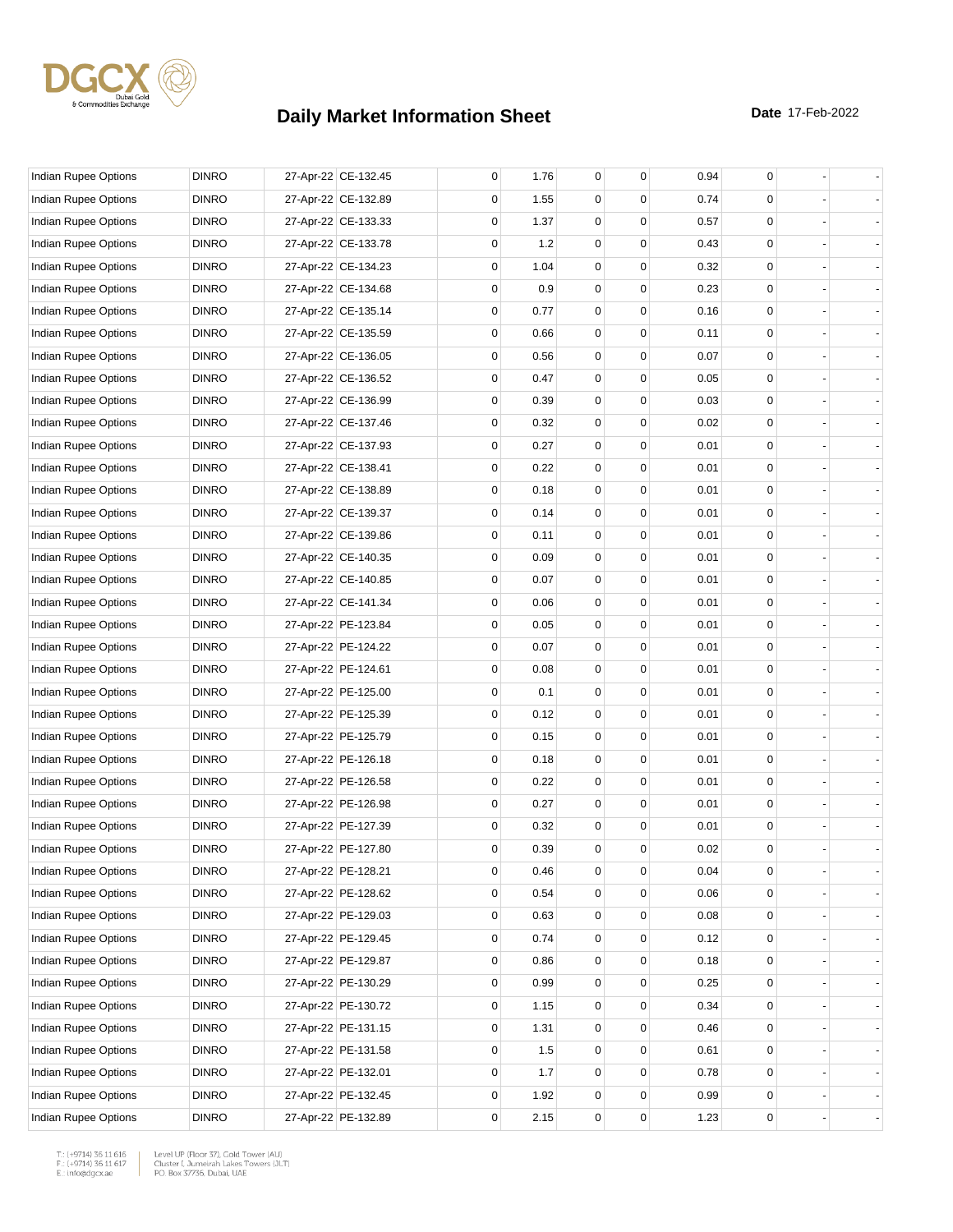# Daily Market Information Sheet

**Date** 17-Feb-2022

| | | | | | | | | | | | |
|---|---|---|---|---|---|---|---|---|---|---|---|
| Indian Rupee Options | DINRO | 27-Apr-22 | CE-132.45 | 0 | 1.76 | 0 | 0 | 0.94 | 0 | - | - |
| Indian Rupee Options | DINRO | 27-Apr-22 | CE-132.89 | 0 | 1.55 | 0 | 0 | 0.74 | 0 | - | - |
| Indian Rupee Options | DINRO | 27-Apr-22 | CE-133.33 | 0 | 1.37 | 0 | 0 | 0.57 | 0 | - | - |
| Indian Rupee Options | DINRO | 27-Apr-22 | CE-133.78 | 0 | 1.2 | 0 | 0 | 0.43 | 0 | - | - |
| Indian Rupee Options | DINRO | 27-Apr-22 | CE-134.23 | 0 | 1.04 | 0 | 0 | 0.32 | 0 | - | - |
| Indian Rupee Options | DINRO | 27-Apr-22 | CE-134.68 | 0 | 0.9 | 0 | 0 | 0.23 | 0 | - | - |
| Indian Rupee Options | DINRO | 27-Apr-22 | CE-135.14 | 0 | 0.77 | 0 | 0 | 0.16 | 0 | - | - |
| Indian Rupee Options | DINRO | 27-Apr-22 | CE-135.59 | 0 | 0.66 | 0 | 0 | 0.11 | 0 | - | - |
| Indian Rupee Options | DINRO | 27-Apr-22 | CE-136.05 | 0 | 0.56 | 0 | 0 | 0.07 | 0 | - | - |
| Indian Rupee Options | DINRO | 27-Apr-22 | CE-136.52 | 0 | 0.47 | 0 | 0 | 0.05 | 0 | - | - |
| Indian Rupee Options | DINRO | 27-Apr-22 | CE-136.99 | 0 | 0.39 | 0 | 0 | 0.03 | 0 | - | - |
| Indian Rupee Options | DINRO | 27-Apr-22 | CE-137.46 | 0 | 0.32 | 0 | 0 | 0.02 | 0 | - | - |
| Indian Rupee Options | DINRO | 27-Apr-22 | CE-137.93 | 0 | 0.27 | 0 | 0 | 0.01 | 0 | - | - |
| Indian Rupee Options | DINRO | 27-Apr-22 | CE-138.41 | 0 | 0.22 | 0 | 0 | 0.01 | 0 | - | - |
| Indian Rupee Options | DINRO | 27-Apr-22 | CE-138.89 | 0 | 0.18 | 0 | 0 | 0.01 | 0 | - | - |
| Indian Rupee Options | DINRO | 27-Apr-22 | CE-139.37 | 0 | 0.14 | 0 | 0 | 0.01 | 0 | - | - |
| Indian Rupee Options | DINRO | 27-Apr-22 | CE-139.86 | 0 | 0.11 | 0 | 0 | 0.01 | 0 | - | - |
| Indian Rupee Options | DINRO | 27-Apr-22 | CE-140.35 | 0 | 0.09 | 0 | 0 | 0.01 | 0 | - | - |
| Indian Rupee Options | DINRO | 27-Apr-22 | CE-140.85 | 0 | 0.07 | 0 | 0 | 0.01 | 0 | - | - |
| Indian Rupee Options | DINRO | 27-Apr-22 | CE-141.34 | 0 | 0.06 | 0 | 0 | 0.01 | 0 | - | - |
| Indian Rupee Options | DINRO | 27-Apr-22 | PE-123.84 | 0 | 0.05 | 0 | 0 | 0.01 | 0 | - | - |
| Indian Rupee Options | DINRO | 27-Apr-22 | PE-124.22 | 0 | 0.07 | 0 | 0 | 0.01 | 0 | - | - |
| Indian Rupee Options | DINRO | 27-Apr-22 | PE-124.61 | 0 | 0.08 | 0 | 0 | 0.01 | 0 | - | - |
| Indian Rupee Options | DINRO | 27-Apr-22 | PE-125.00 | 0 | 0.1 | 0 | 0 | 0.01 | 0 | - | - |
| Indian Rupee Options | DINRO | 27-Apr-22 | PE-125.39 | 0 | 0.12 | 0 | 0 | 0.01 | 0 | - | - |
| Indian Rupee Options | DINRO | 27-Apr-22 | PE-125.79 | 0 | 0.15 | 0 | 0 | 0.01 | 0 | - | - |
| Indian Rupee Options | DINRO | 27-Apr-22 | PE-126.18 | 0 | 0.18 | 0 | 0 | 0.01 | 0 | - | - |
| Indian Rupee Options | DINRO | 27-Apr-22 | PE-126.58 | 0 | 0.22 | 0 | 0 | 0.01 | 0 | - | - |
| Indian Rupee Options | DINRO | 27-Apr-22 | PE-126.98 | 0 | 0.27 | 0 | 0 | 0.01 | 0 | - | - |
| Indian Rupee Options | DINRO | 27-Apr-22 | PE-127.39 | 0 | 0.32 | 0 | 0 | 0.01 | 0 | - | - |
| Indian Rupee Options | DINRO | 27-Apr-22 | PE-127.80 | 0 | 0.39 | 0 | 0 | 0.02 | 0 | - | - |
| Indian Rupee Options | DINRO | 27-Apr-22 | PE-128.21 | 0 | 0.46 | 0 | 0 | 0.04 | 0 | - | - |
| Indian Rupee Options | DINRO | 27-Apr-22 | PE-128.62 | 0 | 0.54 | 0 | 0 | 0.06 | 0 | - | - |
| Indian Rupee Options | DINRO | 27-Apr-22 | PE-129.03 | 0 | 0.63 | 0 | 0 | 0.08 | 0 | - | - |
| Indian Rupee Options | DINRO | 27-Apr-22 | PE-129.45 | 0 | 0.74 | 0 | 0 | 0.12 | 0 | - | - |
| Indian Rupee Options | DINRO | 27-Apr-22 | PE-129.87 | 0 | 0.86 | 0 | 0 | 0.18 | 0 | - | - |
| Indian Rupee Options | DINRO | 27-Apr-22 | PE-130.29 | 0 | 0.99 | 0 | 0 | 0.25 | 0 | - | - |
| Indian Rupee Options | DINRO | 27-Apr-22 | PE-130.72 | 0 | 1.15 | 0 | 0 | 0.34 | 0 | - | - |
| Indian Rupee Options | DINRO | 27-Apr-22 | PE-131.15 | 0 | 1.31 | 0 | 0 | 0.46 | 0 | - | - |
| Indian Rupee Options | DINRO | 27-Apr-22 | PE-131.58 | 0 | 1.5 | 0 | 0 | 0.61 | 0 | - | - |
| Indian Rupee Options | DINRO | 27-Apr-22 | PE-132.01 | 0 | 1.7 | 0 | 0 | 0.78 | 0 | - | - |
| Indian Rupee Options | DINRO | 27-Apr-22 | PE-132.45 | 0 | 1.92 | 0 | 0 | 0.99 | 0 | - | - |
| Indian Rupee Options | DINRO | 27-Apr-22 | PE-132.89 | 0 | 2.15 | 0 | 0 | 1.23 | 0 | - | - |

T.: (+9714) 36 11 616
F.: (+9714) 36 11 617
E.: info@dgcx.ae

Level UP (Floor 37), Gold Tower (AU)
Cluster I, Jumeirah Lakes Towers (JLT)
P.O. Box 37736, Dubai, UAE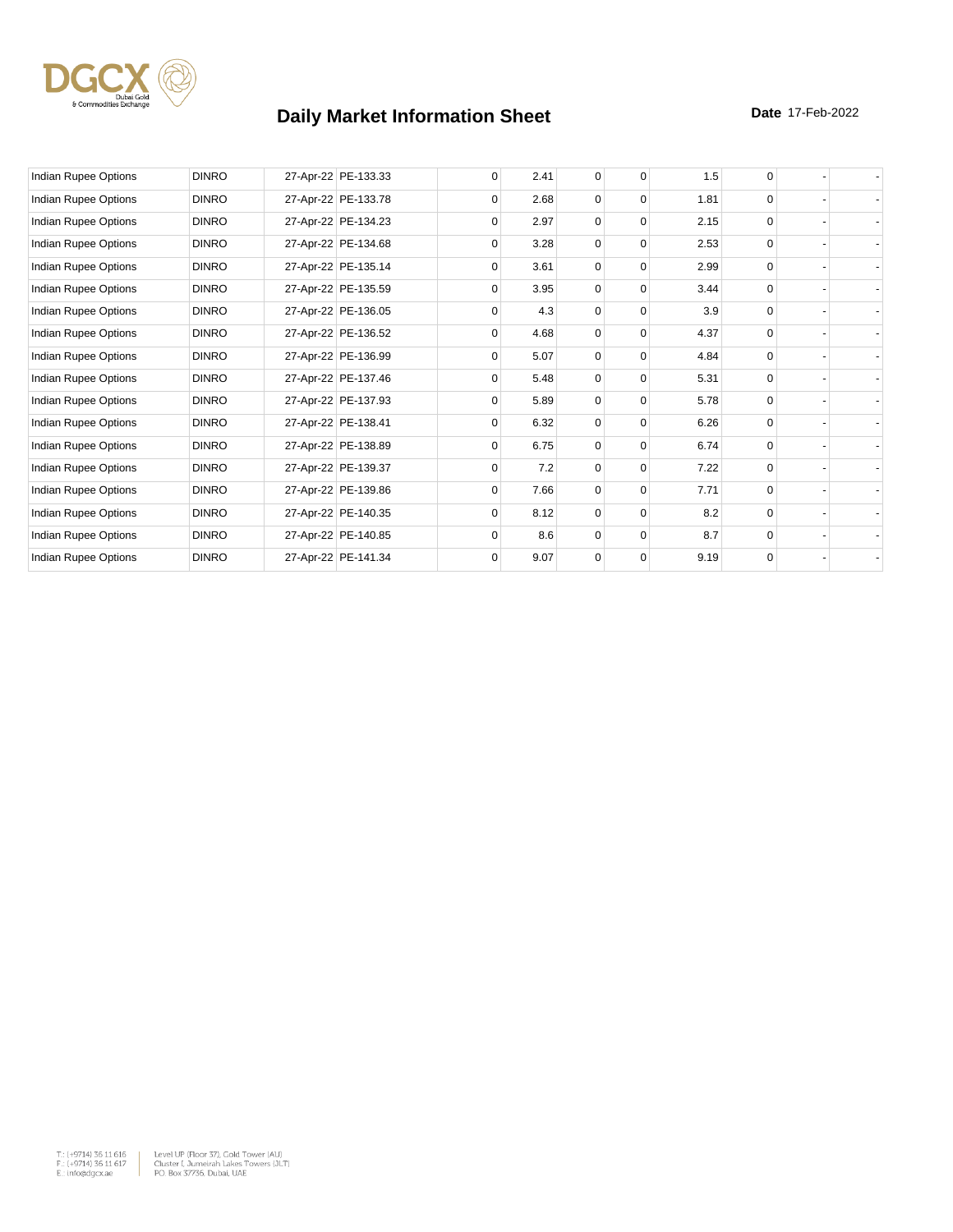# Daily Market Information Sheet

**Date** 17-Feb-2022

| | | | | | | | | | | | |
|---|---|---|---|---|---|---|---|---|---|---|---|
| Indian Rupee Options | DINRO | 27-Apr-22 | PE-133.33 | 0 | 2.41 | 0 | 0 | 1.5 | 0 | - | - |
| Indian Rupee Options | DINRO | 27-Apr-22 | PE-133.78 | 0 | 2.68 | 0 | 0 | 1.81 | 0 | - | - |
| Indian Rupee Options | DINRO | 27-Apr-22 | PE-134.23 | 0 | 2.97 | 0 | 0 | 2.15 | 0 | - | - |
| Indian Rupee Options | DINRO | 27-Apr-22 | PE-134.68 | 0 | 3.28 | 0 | 0 | 2.53 | 0 | - | - |
| Indian Rupee Options | DINRO | 27-Apr-22 | PE-135.14 | 0 | 3.61 | 0 | 0 | 2.99 | 0 | - | - |
| Indian Rupee Options | DINRO | 27-Apr-22 | PE-135.59 | 0 | 3.95 | 0 | 0 | 3.44 | 0 | - | - |
| Indian Rupee Options | DINRO | 27-Apr-22 | PE-136.05 | 0 | 4.3 | 0 | 0 | 3.9 | 0 | - | - |
| Indian Rupee Options | DINRO | 27-Apr-22 | PE-136.52 | 0 | 4.68 | 0 | 0 | 4.37 | 0 | - | - |
| Indian Rupee Options | DINRO | 27-Apr-22 | PE-136.99 | 0 | 5.07 | 0 | 0 | 4.84 | 0 | - | - |
| Indian Rupee Options | DINRO | 27-Apr-22 | PE-137.46 | 0 | 5.48 | 0 | 0 | 5.31 | 0 | - | - |
| Indian Rupee Options | DINRO | 27-Apr-22 | PE-137.93 | 0 | 5.89 | 0 | 0 | 5.78 | 0 | - | - |
| Indian Rupee Options | DINRO | 27-Apr-22 | PE-138.41 | 0 | 6.32 | 0 | 0 | 6.26 | 0 | - | - |
| Indian Rupee Options | DINRO | 27-Apr-22 | PE-138.89 | 0 | 6.75 | 0 | 0 | 6.74 | 0 | - | - |
| Indian Rupee Options | DINRO | 27-Apr-22 | PE-139.37 | 0 | 7.2 | 0 | 0 | 7.22 | 0 | - | - |
| Indian Rupee Options | DINRO | 27-Apr-22 | PE-139.86 | 0 | 7.66 | 0 | 0 | 7.71 | 0 | - | - |
| Indian Rupee Options | DINRO | 27-Apr-22 | PE-140.35 | 0 | 8.12 | 0 | 0 | 8.2 | 0 | - | - |
| Indian Rupee Options | DINRO | 27-Apr-22 | PE-140.85 | 0 | 8.6 | 0 | 0 | 8.7 | 0 | - | - |
| Indian Rupee Options | DINRO | 27-Apr-22 | PE-141.34 | 0 | 9.07 | 0 | 0 | 9.19 | 0 | - | - |

T.: (+9714) 36 11 616
F.: (+9714) 36 11 617
E.: info@dgcx.ae

Level UP (Floor 37), Gold Tower (AU)
Cluster I, Jumeirah Lakes Towers (JLT)
P.O. Box 37736, Dubai, UAE